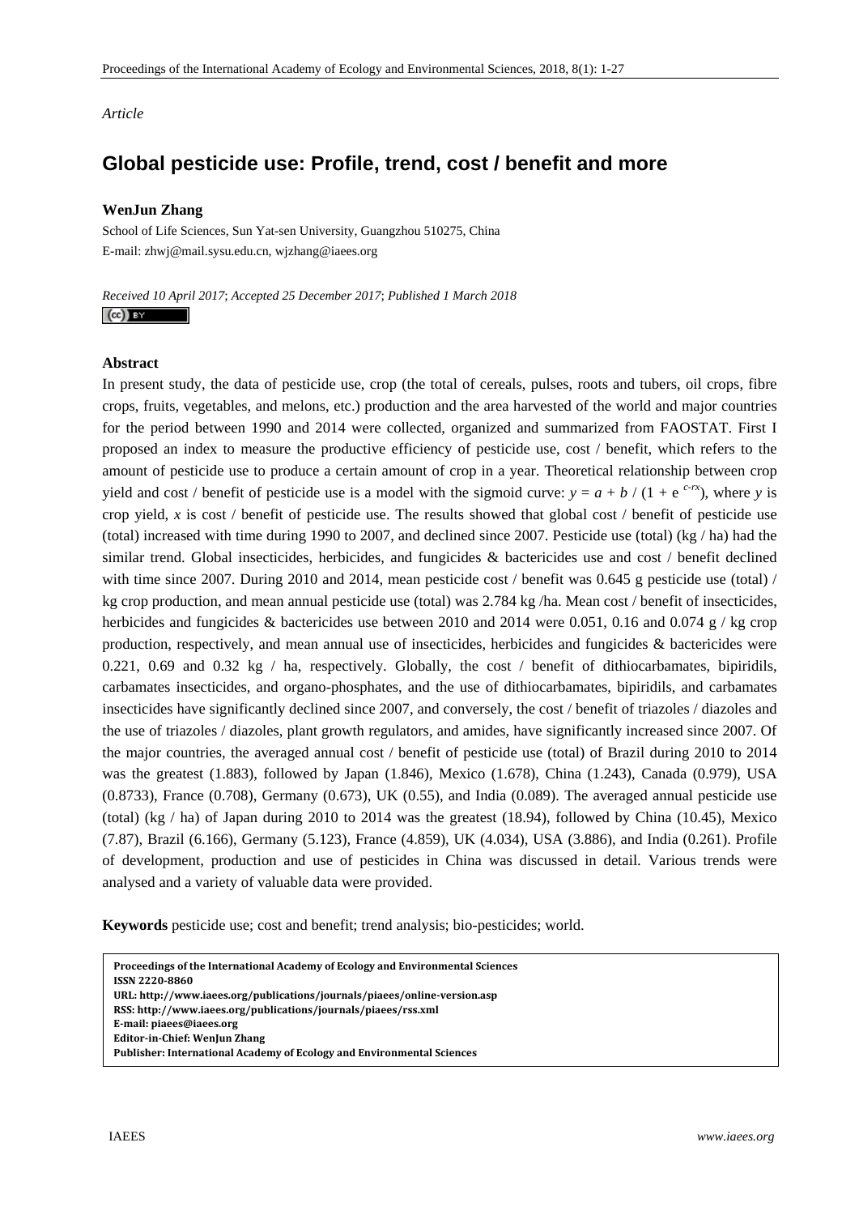*Article*

# Global pesticide use: Profile, trend, cost / benefit and more

**WenJun Zhang**

School of Life Sciences, Sun Yat-sen University, Guangzhou 510275, China
E-mail: zhwj@mail.sysu.edu.cn, wjzhang@iaees.org

*Received 10 April 2017*; *Accepted 25 December 2017*; *Published 1 March 2018*

## Abstract

In present study, the data of pesticide use, crop (the total of cereals, pulses, roots and tubers, oil crops, fibre crops, fruits, vegetables, and melons, etc.) production and the area harvested of the world and major countries for the period between 1990 and 2014 were collected, organized and summarized from FAOSTAT. First I proposed an index to measure the productive efficiency of pesticide use, cost / benefit, which refers to the amount of pesticide use to produce a certain amount of crop in a year. Theoretical relationship between crop yield and cost / benefit of pesticide use is a model with the sigmoid curve: $y = a + b / (1 + e^{c-rx})$, where $y$ is crop yield, $x$ is cost / benefit of pesticide use. The results showed that global cost / benefit of pesticide use (total) increased with time during 1990 to 2007, and declined since 2007. Pesticide use (total) (kg / ha) had the similar trend. Global insecticides, herbicides, and fungicides & bactericides use and cost / benefit declined with time since 2007. During 2010 and 2014, mean pesticide cost / benefit was 0.645 g pesticide use (total) / kg crop production, and mean annual pesticide use (total) was 2.784 kg /ha. Mean cost / benefit of insecticides, herbicides and fungicides & bactericides use between 2010 and 2014 were 0.051, 0.16 and 0.074 g / kg crop production, respectively, and mean annual use of insecticides, herbicides and fungicides & bactericides were 0.221, 0.69 and 0.32 kg / ha, respectively. Globally, the cost / benefit of dithiocarbamates, bipiridils, carbamates insecticides, and organo-phosphates, and the use of dithiocarbamates, bipiridils, and carbamates insecticides have significantly declined since 2007, and conversely, the cost / benefit of triazoles / diazoles and the use of triazoles / diazoles, plant growth regulators, and amides, have significantly increased since 2007. Of the major countries, the averaged annual cost / benefit of pesticide use (total) of Brazil during 2010 to 2014 was the greatest (1.883), followed by Japan (1.846), Mexico (1.678), China (1.243), Canada (0.979), USA (0.8733), France (0.708), Germany (0.673), UK (0.55), and India (0.089). The averaged annual pesticide use (total) (kg / ha) of Japan during 2010 to 2014 was the greatest (18.94), followed by China (10.45), Mexico (7.87), Brazil (6.166), Germany (5.123), France (4.859), UK (4.034), USA (3.886), and India (0.261). Profile of development, production and use of pesticides in China was discussed in detail. Various trends were analysed and a variety of valuable data were provided.

**Keywords** pesticide use; cost and benefit; trend analysis; bio-pesticides; world.

**Proceedings of the International Academy of Ecology and Environmental Sciences**
**ISSN 2220-8860**
**URL: http://www.iaees.org/publications/journals/piaees/online-version.asp**
**RSS: http://www.iaees.org/publications/journals/piaees/rss.xml**
**E-mail: piaees@iaees.org**
**Editor-in-Chief: WenJun Zhang**
**Publisher: International Academy of Ecology and Environmental Sciences**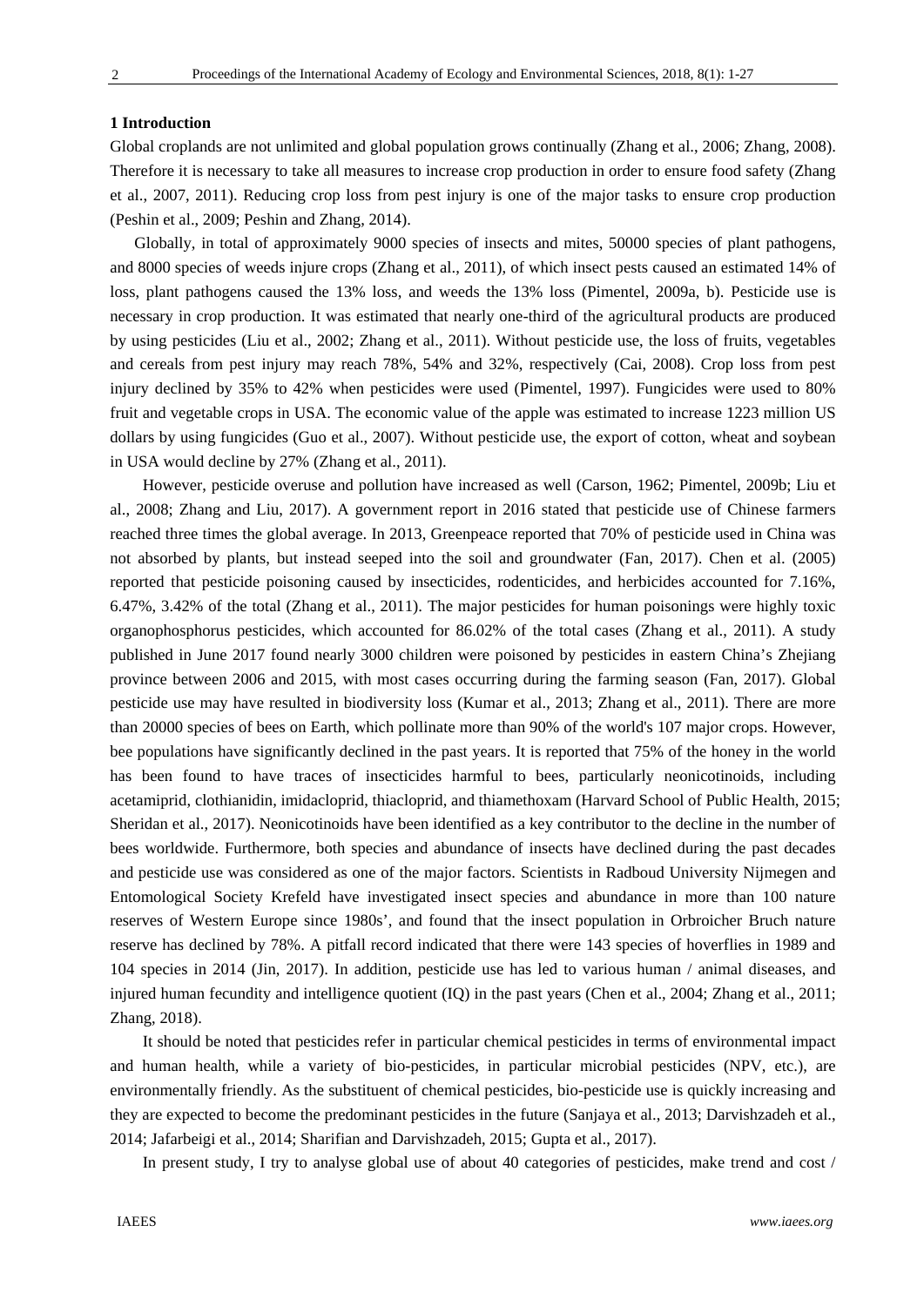## 1 Introduction

Global croplands are not unlimited and global population grows continually (Zhang et al., 2006; Zhang, 2008). Therefore it is necessary to take all measures to increase crop production in order to ensure food safety (Zhang et al., 2007, 2011). Reducing crop loss from pest injury is one of the major tasks to ensure crop production (Peshin et al., 2009; Peshin and Zhang, 2014).

Globally, in total of approximately 9000 species of insects and mites, 50000 species of plant pathogens, and 8000 species of weeds injure crops (Zhang et al., 2011), of which insect pests caused an estimated 14% of loss, plant pathogens caused the 13% loss, and weeds the 13% loss (Pimentel, 2009a, b). Pesticide use is necessary in crop production. It was estimated that nearly one-third of the agricultural products are produced by using pesticides (Liu et al., 2002; Zhang et al., 2011). Without pesticide use, the loss of fruits, vegetables and cereals from pest injury may reach 78%, 54% and 32%, respectively (Cai, 2008). Crop loss from pest injury declined by 35% to 42% when pesticides were used (Pimentel, 1997). Fungicides were used to 80% fruit and vegetable crops in USA. The economic value of the apple was estimated to increase 1223 million US dollars by using fungicides (Guo et al., 2007). Without pesticide use, the export of cotton, wheat and soybean in USA would decline by 27% (Zhang et al., 2011).

However, pesticide overuse and pollution have increased as well (Carson, 1962; Pimentel, 2009b; Liu et al., 2008; Zhang and Liu, 2017). A government report in 2016 stated that pesticide use of Chinese farmers reached three times the global average. In 2013, Greenpeace reported that 70% of pesticide used in China was not absorbed by plants, but instead seeped into the soil and groundwater (Fan, 2017). Chen et al. (2005) reported that pesticide poisoning caused by insecticides, rodenticides, and herbicides accounted for 7.16%, 6.47%, 3.42% of the total (Zhang et al., 2011). The major pesticides for human poisonings were highly toxic organophosphorus pesticides, which accounted for 86.02% of the total cases (Zhang et al., 2011). A study published in June 2017 found nearly 3000 children were poisoned by pesticides in eastern China's Zhejiang province between 2006 and 2015, with most cases occurring during the farming season (Fan, 2017). Global pesticide use may have resulted in biodiversity loss (Kumar et al., 2013; Zhang et al., 2011). There are more than 20000 species of bees on Earth, which pollinate more than 90% of the world's 107 major crops. However, bee populations have significantly declined in the past years. It is reported that 75% of the honey in the world has been found to have traces of insecticides harmful to bees, particularly neonicotinoids, including acetamiprid, clothianidin, imidacloprid, thiacloprid, and thiamethoxam (Harvard School of Public Health, 2015; Sheridan et al., 2017). Neonicotinoids have been identified as a key contributor to the decline in the number of bees worldwide. Furthermore, both species and abundance of insects have declined during the past decades and pesticide use was considered as one of the major factors. Scientists in Radboud University Nijmegen and Entomological Society Krefeld have investigated insect species and abundance in more than 100 nature reserves of Western Europe since 1980s', and found that the insect population in Orbroicher Bruch nature reserve has declined by 78%. A pitfall record indicated that there were 143 species of hoverflies in 1989 and 104 species in 2014 (Jin, 2017). In addition, pesticide use has led to various human / animal diseases, and injured human fecundity and intelligence quotient (IQ) in the past years (Chen et al., 2004; Zhang et al., 2011; Zhang, 2018).

It should be noted that pesticides refer in particular chemical pesticides in terms of environmental impact and human health, while a variety of bio-pesticides, in particular microbial pesticides (NPV, etc.), are environmentally friendly. As the substituent of chemical pesticides, bio-pesticide use is quickly increasing and they are expected to become the predominant pesticides in the future (Sanjaya et al., 2013; Darvishzadeh et al., 2014; Jafarbeigi et al., 2014; Sharifian and Darvishzadeh, 2015; Gupta et al., 2017).

In present study, I try to analyse global use of about 40 categories of pesticides, make trend and cost /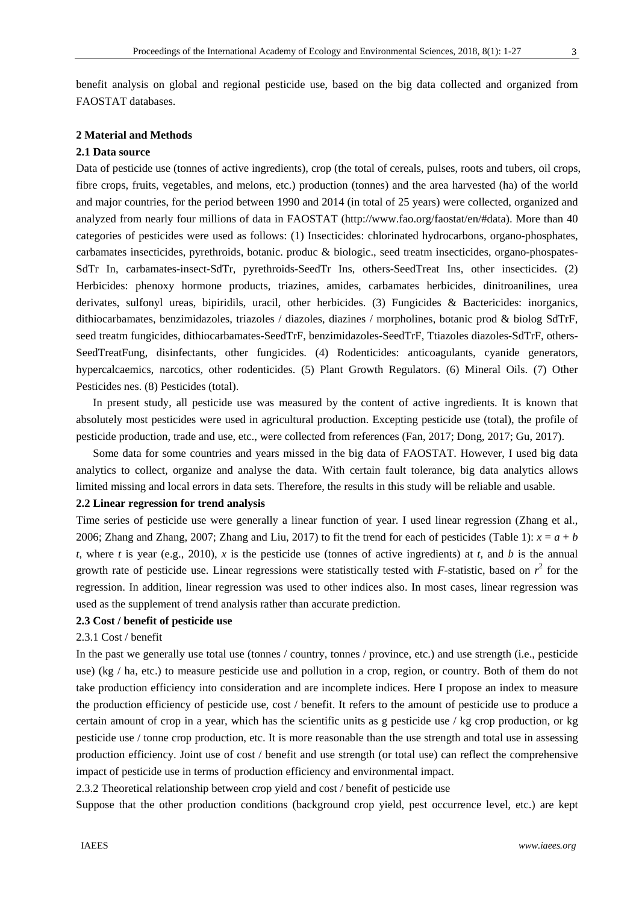benefit analysis on global and regional pesticide use, based on the big data collected and organized from FAOSTAT databases.

## 2 Material and Methods

### 2.1 Data source

Data of pesticide use (tonnes of active ingredients), crop (the total of cereals, pulses, roots and tubers, oil crops, fibre crops, fruits, vegetables, and melons, etc.) production (tonnes) and the area harvested (ha) of the world and major countries, for the period between 1990 and 2014 (in total of 25 years) were collected, organized and analyzed from nearly four millions of data in FAOSTAT (http://www.fao.org/faostat/en/#data). More than 40 categories of pesticides were used as follows: (1) Insecticides: chlorinated hydrocarbons, organo-phosphates, carbamates insecticides, pyrethroids, botanic. produc & biologic., seed treatm insecticides, organo-phospates-SdTr In, carbamates-insect-SdTr, pyrethroids-SeedTr Ins, others-SeedTreat Ins, other insecticides. (2) Herbicides: phenoxy hormone products, triazines, amides, carbamates herbicides, dinitroanilines, urea derivates, sulfonyl ureas, bipiridils, uracil, other herbicides. (3) Fungicides & Bactericides: inorganics, dithiocarbamates, benzimidazoles, triazoles / diazoles, diazines / morpholines, botanic prod & biolog SdTrF, seed treatm fungicides, dithiocarbamates-SeedTrF, benzimidazoles-SeedTrF, Ttiazoles diazoles-SdTrF, others-SeedTreatFung, disinfectants, other fungicides. (4) Rodenticides: anticoagulants, cyanide generators, hypercalcaemics, narcotics, other rodenticides. (5) Plant Growth Regulators. (6) Mineral Oils. (7) Other Pesticides nes. (8) Pesticides (total).

In present study, all pesticide use was measured by the content of active ingredients. It is known that absolutely most pesticides were used in agricultural production. Excepting pesticide use (total), the profile of pesticide production, trade and use, etc., were collected from references (Fan, 2017; Dong, 2017; Gu, 2017).

Some data for some countries and years missed in the big data of FAOSTAT. However, I used big data analytics to collect, organize and analyse the data. With certain fault tolerance, big data analytics allows limited missing and local errors in data sets. Therefore, the results in this study will be reliable and usable.

### 2.2 Linear regression for trend analysis

Time series of pesticide use were generally a linear function of year. I used linear regression (Zhang et al., 2006; Zhang and Zhang, 2007; Zhang and Liu, 2017) to fit the trend for each of pesticides (Table 1): $x = a + b t$, where $t$ is year (e.g., 2010), $x$ is the pesticide use (tonnes of active ingredients) at $t$, and $b$ is the annual growth rate of pesticide use. Linear regressions were statistically tested with $F$-statistic, based on $r^2$ for the regression. In addition, linear regression was used to other indices also. In most cases, linear regression was used as the supplement of trend analysis rather than accurate prediction.

### 2.3 Cost / benefit of pesticide use

#### 2.3.1 Cost / benefit

In the past we generally use total use (tonnes / country, tonnes / province, etc.) and use strength (i.e., pesticide use) (kg / ha, etc.) to measure pesticide use and pollution in a crop, region, or country. Both of them do not take production efficiency into consideration and are incomplete indices. Here I propose an index to measure the production efficiency of pesticide use, cost / benefit. It refers to the amount of pesticide use to produce a certain amount of crop in a year, which has the scientific units as g pesticide use / kg crop production, or kg pesticide use / tonne crop production, etc. It is more reasonable than the use strength and total use in assessing production efficiency. Joint use of cost / benefit and use strength (or total use) can reflect the comprehensive impact of pesticide use in terms of production efficiency and environmental impact.

#### 2.3.2 Theoretical relationship between crop yield and cost / benefit of pesticide use

Suppose that the other production conditions (background crop yield, pest occurrence level, etc.) are kept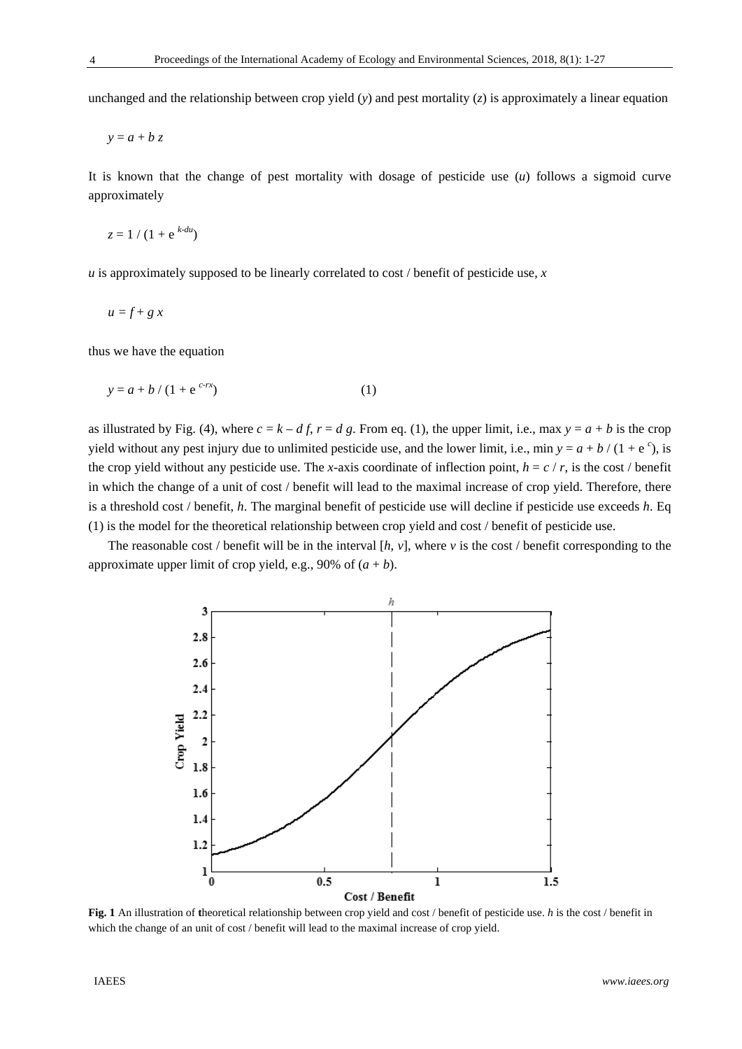unchanged and the relationship between crop yield ($y$) and pest mortality ($z$) is approximately a linear equation

$$y = a + b\, z$$

It is known that the change of pest mortality with dosage of pesticide use ($u$) follows a sigmoid curve approximately

$$z = 1 / (1 + e^{k-du})$$

$u$ is approximately supposed to be linearly correlated to cost / benefit of pesticide use, $x$

$$u = f + g\, x$$

thus we have the equation

$$y = a + b / (1 + e^{c-rx}) \qquad (1)$$

as illustrated by Fig. (4), where $c = k – d f$, $r = d g$. From eq. (1), the upper limit, i.e., max $y = a + b$ is the crop yield without any pest injury due to unlimited pesticide use, and the lower limit, i.e., min $y = a + b / (1 + e^{c})$, is the crop yield without any pesticide use. The $x$-axis coordinate of inflection point, $h = c / r$, is the cost / benefit in which the change of a unit of cost / benefit will lead to the maximal increase of crop yield. Therefore, there is a threshold cost / benefit, $h$. The marginal benefit of pesticide use will decline if pesticide use exceeds $h$. Eq (1) is the model for the theoretical relationship between crop yield and cost / benefit of pesticide use.

The reasonable cost / benefit will be in the interval $[h, v]$, where $v$ is the cost / benefit corresponding to the approximate upper limit of crop yield, e.g., 90% of $(a + b)$.

**Fig. 1** An illustration of **t**heoretical relationship between crop yield and cost / benefit of pesticide use. $h$ is the cost / benefit in which the change of an unit of cost / benefit will lead to the maximal increase of crop yield.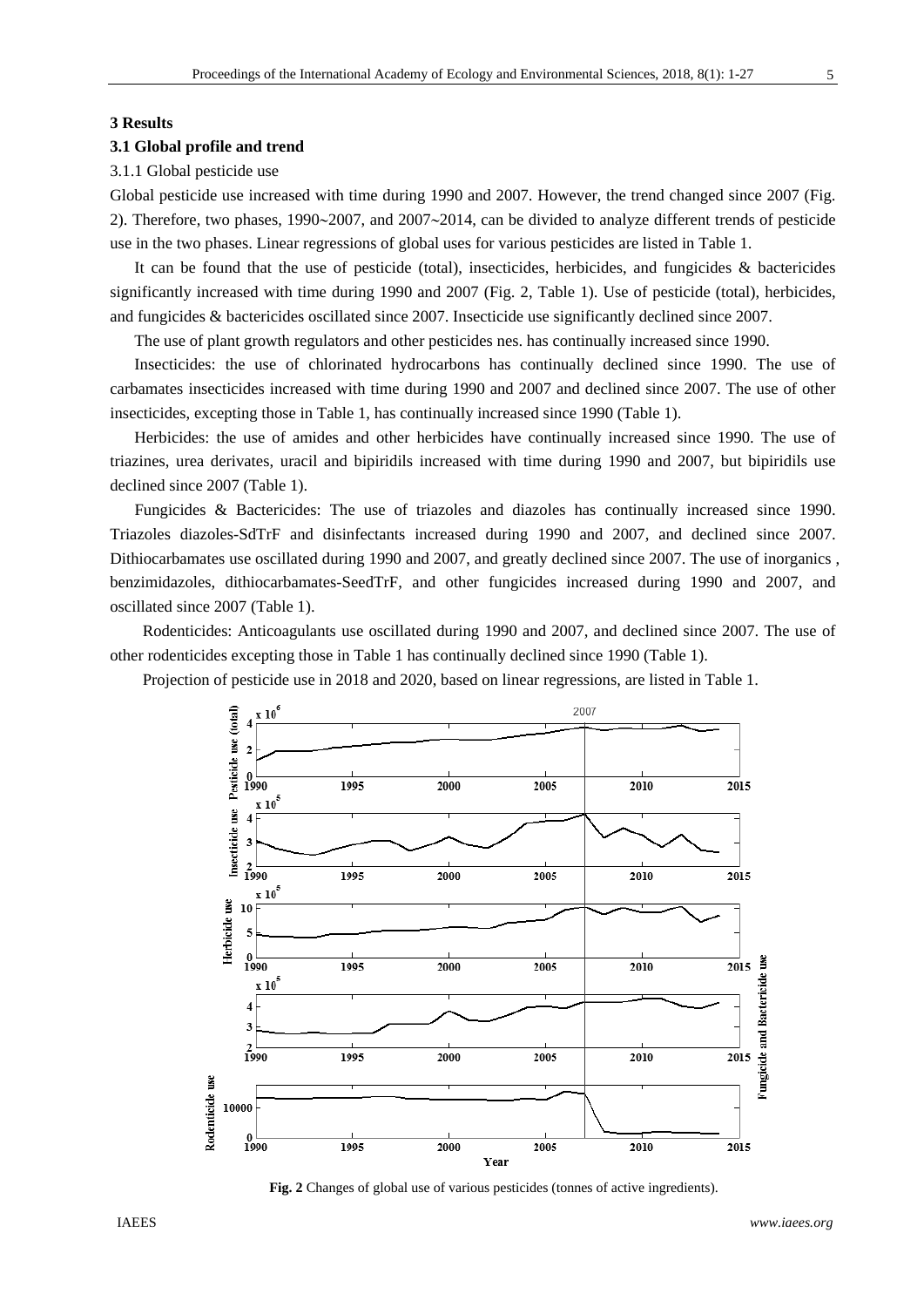## 3 Results

### 3.1 Global profile and trend

3.1.1 Global pesticide use

Global pesticide use increased with time during 1990 and 2007. However, the trend changed since 2007 (Fig. 2). Therefore, two phases, 1990~2007, and 2007~2014, can be divided to analyze different trends of pesticide use in the two phases. Linear regressions of global uses for various pesticides are listed in Table 1.

It can be found that the use of pesticide (total), insecticides, herbicides, and fungicides & bactericides significantly increased with time during 1990 and 2007 (Fig. 2, Table 1). Use of pesticide (total), herbicides, and fungicides & bactericides oscillated since 2007. Insecticide use significantly declined since 2007.

The use of plant growth regulators and other pesticides nes. has continually increased since 1990.

Insecticides: the use of chlorinated hydrocarbons has continually declined since 1990. The use of carbamates insecticides increased with time during 1990 and 2007 and declined since 2007. The use of other insecticides, excepting those in Table 1, has continually increased since 1990 (Table 1).

Herbicides: the use of amides and other herbicides have continually increased since 1990. The use of triazines, urea derivates, uracil and bipiridils increased with time during 1990 and 2007, but bipiridils use declined since 2007 (Table 1).

Fungicides & Bactericides: The use of triazoles and diazoles has continually increased since 1990. Triazoles diazoles-SdTrF and disinfectants increased during 1990 and 2007, and declined since 2007. Dithiocarbamates use oscillated during 1990 and 2007, and greatly declined since 2007. The use of inorganics , benzimidazoles, dithiocarbamates-SeedTrF, and other fungicides increased during 1990 and 2007, and oscillated since 2007 (Table 1).

Rodenticides: Anticoagulants use oscillated during 1990 and 2007, and declined since 2007. The use of other rodenticides excepting those in Table 1 has continually declined since 1990 (Table 1).

Projection of pesticide use in 2018 and 2020, based on linear regressions, are listed in Table 1.

**Fig. 2** Changes of global use of various pesticides (tonnes of active ingredients).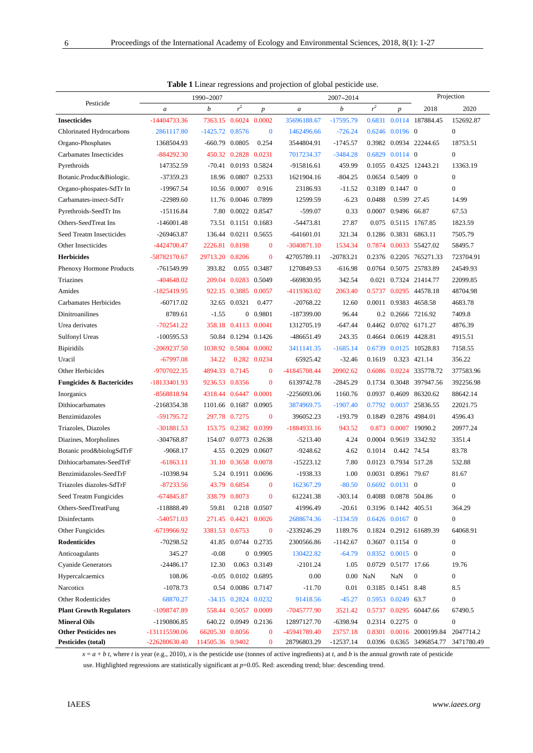**Table 1** Linear regressions and projection of global pesticide use.

| Pesticide | 1990~2007 | | | | 2007~2014 | | | | Projection | |
|---|---|---|---|---|---|---|---|---|---|---|
| | *a* | *b* | $r^2$ | *p* | *a* | *b* | $r^2$ | *p* | 2018 | 2020 |
| **Insecticides** | -14404733.36 | 7363.15 | 0.6024 | 0.0002 | 35696188.67 | -17595.79 | 0.6831 | 0.0114 | 187884.45 | 152692.87 |
| Chlorinated Hydrocarbons | 2861117.80 | -1425.72 | 0.8576 | 0 | 1462496.66 | -726.24 | 0.6246 | 0.0196 | 0 | 0 |
| Organo-Phosphates | 1368504.93 | -660.79 | 0.0805 | 0.254 | 3544804.91 | -1745.57 | 0.3982 | 0.0934 | 22244.65 | 18753.51 |
| Carbamates Insecticides | -884292.30 | 450.32 | 0.2828 | 0.0231 | 7017234.37 | -3484.28 | 0.6829 | 0.0114 | 0 | 0 |
| Pyrethroids | 147352.59 | -70.41 | 0.0193 | 0.5824 | -915816.61 | 459.99 | 0.1055 | 0.4325 | 12443.21 | 13363.19 |
| Botanic.Produc&Biologic. | -37359.23 | 18.96 | 0.0807 | 0.2533 | 1621904.16 | -804.25 | 0.0654 | 0.5409 | 0 | 0 |
| Organo-phospates-SdTr In | -19967.54 | 10.56 | 0.0007 | 0.916 | 23186.93 | -11.52 | 0.3189 | 0.1447 | 0 | 0 |
| Carbamates-insect-SdTr | -22989.60 | 11.76 | 0.0046 | 0.7899 | 12599.59 | -6.23 | 0.0488 | 0.599 | 27.45 | 14.99 |
| Pyrethroids-SeedTr Ins | -15116.84 | 7.80 | 0.0022 | 0.8547 | -599.07 | 0.33 | 0.0007 | 0.9496 | 66.87 | 67.53 |
| Others-SeedTreat Ins | -146001.48 | 73.51 | 0.1151 | 0.1683 | -54473.81 | 27.87 | 0.075 | 0.5115 | 1767.85 | 1823.59 |
| Seed Treatm Insecticides | -269463.87 | 136.44 | 0.0211 | 0.5655 | -641601.01 | 321.34 | 0.1286 | 0.3831 | 6863.11 | 7505.79 |
| Other Insecticides | -4424700.47 | 2226.81 | 0.8198 | 0 | -3040871.10 | 1534.34 | 0.7874 | 0.0033 | 55427.02 | 58495.7 |
| **Herbicides** | -58782170.67 | 29713.20 | 0.8206 | 0 | 42705789.11 | -20783.21 | 0.2376 | 0.2205 | 765271.33 | 723704.91 |
| Phenoxy Hormone Products | -761549.99 | 393.82 | 0.055 | 0.3487 | 1270849.53 | -616.98 | 0.0764 | 0.5075 | 25783.89 | 24549.93 |
| Triazines | -404648.02 | 209.04 | 0.0283 | 0.5049 | -669830.95 | 342.54 | 0.021 | 0.7324 | 21414.77 | 22099.85 |
| Amides | -1825419.95 | 922.15 | 0.3885 | 0.0057 | -4119363.02 | 2063.40 | 0.5737 | 0.0295 | 44578.18 | 48704.98 |
| Carbamates Herbicides | -60717.02 | 32.65 | 0.0321 | 0.477 | -20768.22 | 12.60 | 0.0011 | 0.9383 | 4658.58 | 4683.78 |
| Dinitroanilines | 8789.61 | -1.55 | 0 | 0.9801 | -187399.00 | 96.44 | 0.2 | 0.2666 | 7216.92 | 7409.8 |
| Urea derivates | -702541.22 | 358.18 | 0.4113 | 0.0041 | 1312705.19 | -647.44 | 0.4462 | 0.0702 | 6171.27 | 4876.39 |
| Sulfonyl Ureas | -100595.53 | 50.84 | 0.1294 | 0.1426 | -486651.49 | 243.35 | 0.4664 | 0.0619 | 4428.81 | 4915.51 |
| Bipiridils | -2069237.50 | 1038.92 | 0.5804 | 0.0002 | 3411141.35 | -1685.14 | 0.6739 | 0.0125 | 10528.83 | 7158.55 |
| Uracil | -67997.08 | 34.22 | 0.282 | 0.0234 | 65925.42 | -32.46 | 0.1619 | 0.323 | 421.14 | 356.22 |
| Other Herbicides | -9707022.35 | 4894.33 | 0.7145 | 0 | -41845708.44 | 20902.62 | 0.6086 | 0.0224 | 335778.72 | 377583.96 |
| **Fungicides & Bactericides** | -18133401.93 | 9236.53 | 0.8356 | 0 | 6139742.78 | -2845.29 | 0.1734 | 0.3048 | 397947.56 | 392256.98 |
| Inorganics | -8568818.94 | 4318.44 | 0.6447 | 0.0001 | -2256093.06 | 1160.76 | 0.0937 | 0.4609 | 86320.62 | 88642.14 |
| Dithiocarbamates | -2168354.38 | 1101.66 | 0.1687 | 0.0905 | 3874969.75 | -1907.40 | 0.7792 | 0.0037 | 25836.55 | 22021.75 |
| Benzimidazoles | -591795.72 | 297.78 | 0.7275 | 0 | 396052.23 | -193.79 | 0.1849 | 0.2876 | 4984.01 | 4596.43 |
| Triazoles, Diazoles | -301881.53 | 153.75 | 0.2382 | 0.0399 | -1884933.16 | 943.52 | 0.873 | 0.0007 | 19090.2 | 20977.24 |
| Diazines, Morpholines | -304768.87 | 154.07 | 0.0773 | 0.2638 | -5213.40 | 4.24 | 0.0004 | 0.9619 | 3342.92 | 3351.4 |
| Botanic prod&biologSdTrF | -9068.17 | 4.55 | 0.2029 | 0.0607 | -9248.62 | 4.62 | 0.1014 | 0.442 | 74.54 | 83.78 |
| Dithiocarbamates-SeedTrF | -61863.11 | 31.10 | 0.3658 | 0.0078 | -15223.12 | 7.80 | 0.0123 | 0.7934 | 517.28 | 532.88 |
| Benzimidazoles-SeedTrF | -10398.94 | 5.24 | 0.1911 | 0.0696 | -1938.33 | 1.00 | 0.0031 | 0.8961 | 79.67 | 81.67 |
| Triazoles diazoles-SdTrF | -87233.56 | 43.79 | 0.6854 | 0 | 162367.29 | -80.50 | 0.6692 | 0.0131 | 0 | 0 |
| Seed Treatm Fungicides | -674845.87 | 338.79 | 0.8073 | 0 | 612241.38 | -303.14 | 0.4088 | 0.0878 | 504.86 | 0 |
| Others-SeedTreatFung | -118888.49 | 59.81 | 0.218 | 0.0507 | 41996.49 | -20.61 | 0.3196 | 0.1442 | 405.51 | 364.29 |
| Disinfectants | -540571.03 | 271.45 | 0.4421 | 0.0026 | 2688674.36 | -1334.59 | 0.6426 | 0.0167 | 0 | 0 |
| Other Fungicides | -6719966.92 | 3381.53 | 0.6753 | 0 | -2339246.29 | 1189.76 | 0.1824 | 0.2912 | 61689.39 | 64068.91 |
| **Rodenticides** | -70298.52 | 41.85 | 0.0744 | 0.2735 | 2300566.86 | -1142.67 | 0.3607 | 0.1154 | 0 | 0 |
| Anticoagulants | 345.27 | -0.08 | 0 | 0.9905 | 130422.82 | -64.79 | 0.8352 | 0.0015 | 0 | 0 |
| Cyanide Generators | -24486.17 | 12.30 | 0.063 | 0.3149 | -2101.24 | 1.05 | 0.0729 | 0.5177 | 17.66 | 19.76 |
| Hypercalcaemics | 108.06 | -0.05 | 0.0102 | 0.6895 | 0.00 | 0.00 | NaN | NaN | 0 | 0 |
| Narcotics | -1078.73 | 0.54 | 0.0086 | 0.7147 | -11.70 | 0.01 | 0.3185 | 0.1451 | 8.48 | 8.5 |
| Other Rodenticides | 68870.27 | -34.15 | 0.2824 | 0.0232 | 91418.56 | -45.27 | 0.5953 | 0.0249 | 63.7 | 0 |
| **Plant Growth Regulators** | -1098747.89 | 558.44 | 0.5057 | 0.0009 | -7045777.90 | 3521.42 | 0.5737 | 0.0295 | 60447.66 | 67490.5 |
| **Mineral Oils** | -1190806.85 | 640.22 | 0.0949 | 0.2136 | 12897127.70 | -6398.94 | 0.2314 | 0.2275 | 0 | 0 |
| **Other Pesticides nes** | -131115590.06 | 66205.30 | 0.8056 | 0 | -45941789.40 | 23757.18 | 0.8301 | 0.0016 | 2000199.84 | 2047714.2 |
| **Pesticides (total)** | -226280630.40 | 114505.36 | 0.9402 | 0 | 28796803.29 | -12537.14 | 0.0396 | 0.6365 | 3496854.77 | 3471780.49 |

$x = a + b\,t$, where $t$ is year (e.g., 2010), $x$ is the pesticide use (tonnes of active ingredients) at $t$, and $b$ is the annual growth rate of pesticide use. Highlighted regressions are statistically significant at $p$=0.05. Red: ascending trend; blue: descending trend.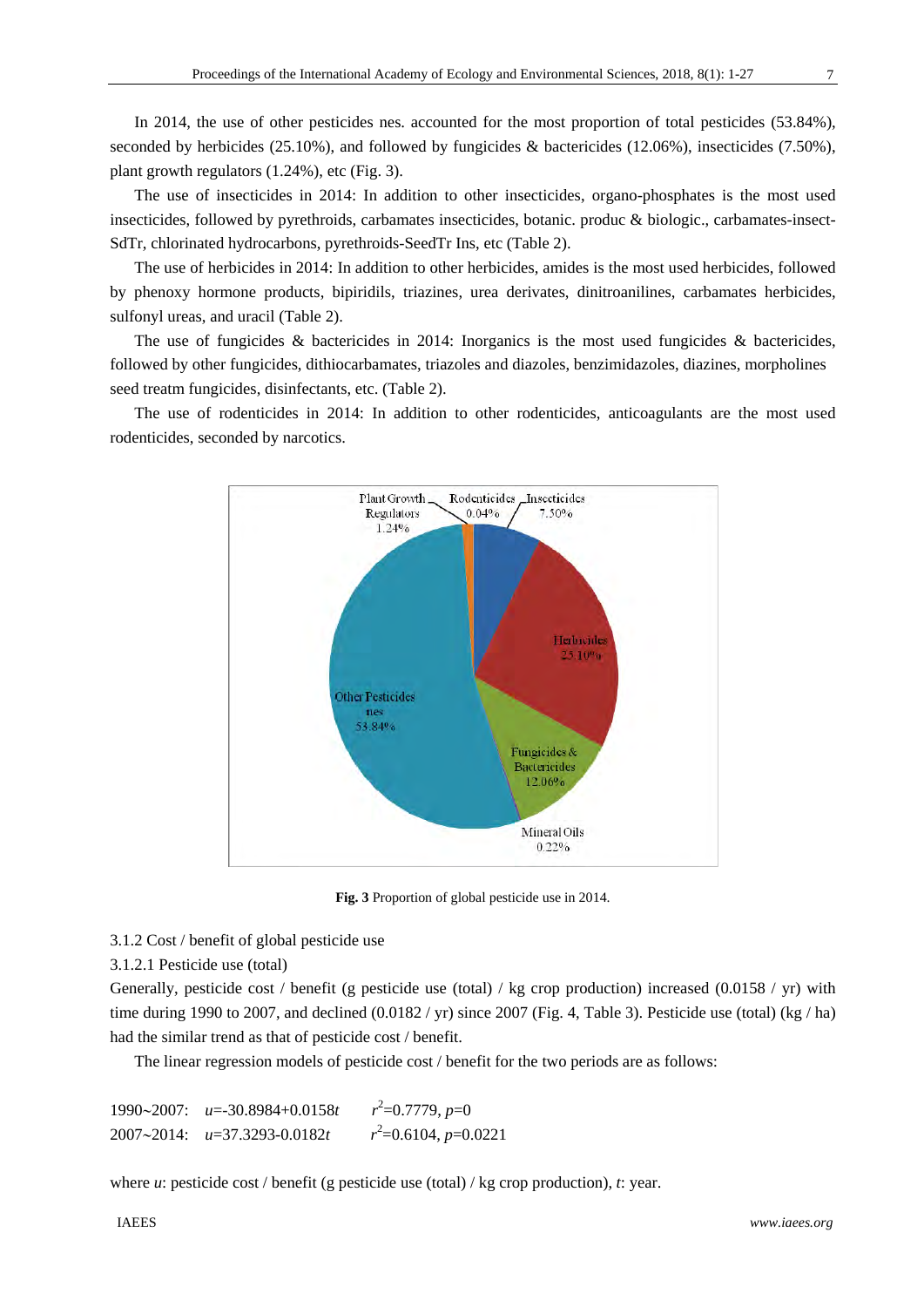In 2014, the use of other pesticides nes. accounted for the most proportion of total pesticides (53.84%), seconded by herbicides (25.10%), and followed by fungicides & bactericides (12.06%), insecticides (7.50%), plant growth regulators (1.24%), etc (Fig. 3).

The use of insecticides in 2014: In addition to other insecticides, organo-phosphates is the most used insecticides, followed by pyrethroids, carbamates insecticides, botanic. produc & biologic., carbamates-insect-SdTr, chlorinated hydrocarbons, pyrethroids-SeedTr Ins, etc (Table 2).

The use of herbicides in 2014: In addition to other herbicides, amides is the most used herbicides, followed by phenoxy hormone products, bipiridils, triazines, urea derivates, dinitroanilines, carbamates herbicides, sulfonyl ureas, and uracil (Table 2).

The use of fungicides & bactericides in 2014: Inorganics is the most used fungicides & bactericides, followed by other fungicides, dithiocarbamates, triazoles and diazoles, benzimidazoles, diazines, morpholines seed treatm fungicides, disinfectants, etc. (Table 2).

The use of rodenticides in 2014: In addition to other rodenticides, anticoagulants are the most used rodenticides, seconded by narcotics.

**Fig. 3** Proportion of global pesticide use in 2014.

3.1.2 Cost / benefit of global pesticide use

3.1.2.1 Pesticide use (total)

Generally, pesticide cost / benefit (g pesticide use (total) / kg crop production) increased (0.0158 / yr) with time during 1990 to 2007, and declined (0.0182 / yr) since 2007 (Fig. 4, Table 3). Pesticide use (total) (kg / ha) had the similar trend as that of pesticide cost / benefit.

The linear regression models of pesticide cost / benefit for the two periods are as follows:

1990~2007: $u=-30.8984+0.0158t$ $\quad r^2=0.7779, p=0$

2007~2014: $u=37.3293-0.0182t$ $\quad r^2=0.6104, p=0.0221$

where $u$: pesticide cost / benefit (g pesticide use (total) / kg crop production), $t$: year.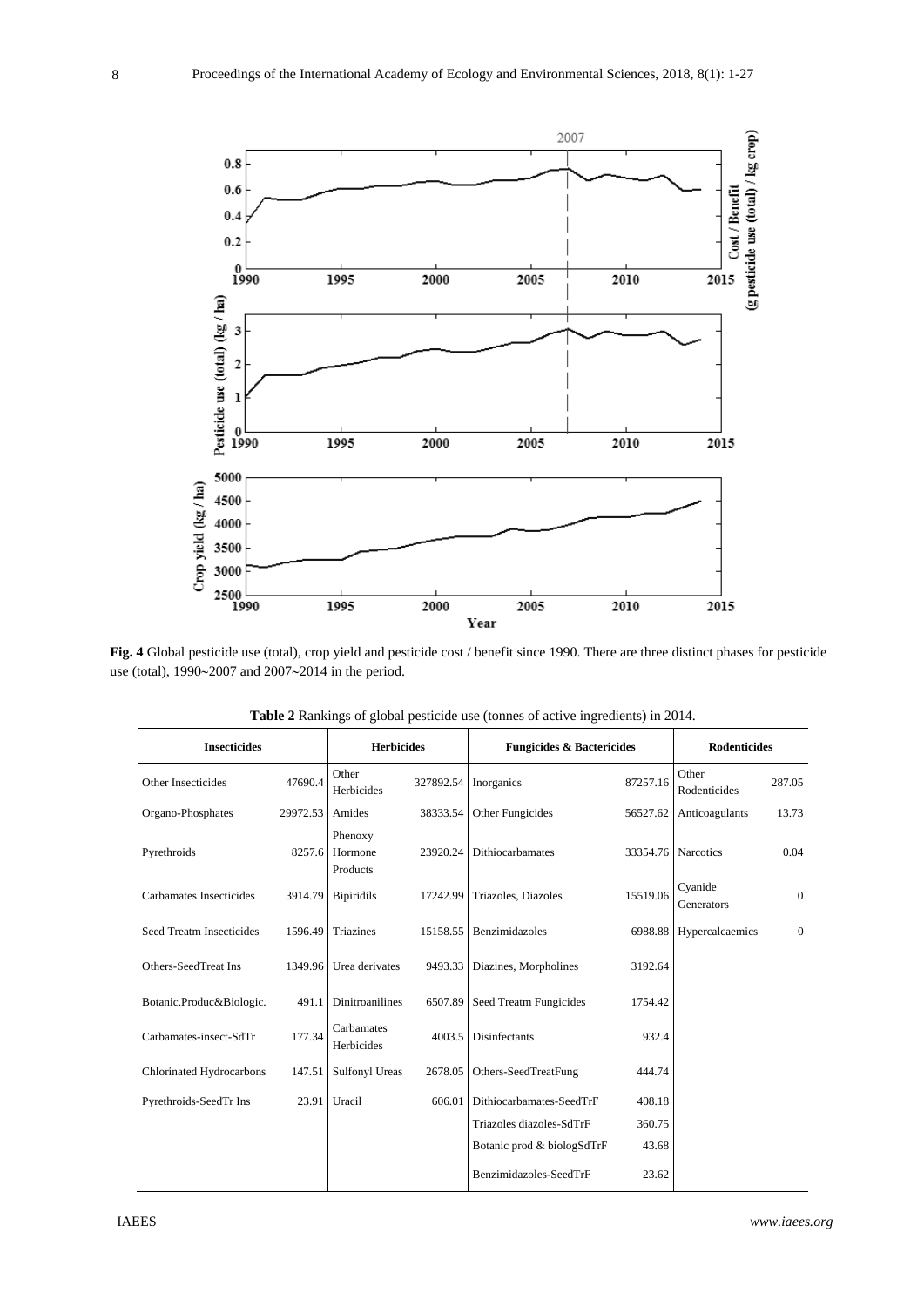**Fig. 4** Global pesticide use (total), crop yield and pesticide cost / benefit since 1990. There are three distinct phases for pesticide use (total), 1990~2007 and 2007~2014 in the period.

**Table 2** Rankings of global pesticide use (tonnes of active ingredients) in 2014.

| Insecticides | | Herbicides | | Fungicides & Bactericides | | Rodenticides | |
|---|---|---|---|---|---|---|---|
| Other Insecticides | 47690.4 | Other Herbicides | 327892.54 | Inorganics | 87257.16 | Other Rodenticides | 287.05 |
| Organo-Phosphates | 29972.53 | Amides | 38333.54 | Other Fungicides | 56527.62 | Anticoagulants | 13.73 |
| Pyrethroids | 8257.6 | Phenoxy Hormone Products | 23920.24 | Dithiocarbamates | 33354.76 | Narcotics | 0.04 |
| Carbamates Insecticides | 3914.79 | Bipiridils | 17242.99 | Triazoles, Diazoles | 15519.06 | Cyanide Generators | 0 |
| Seed Treatm Insecticides | 1596.49 | Triazines | 15158.55 | Benzimidazoles | 6988.88 | Hypercalcaemics | 0 |
| Others-SeedTreat Ins | 1349.96 | Urea derivates | 9493.33 | Diazines, Morpholines | 3192.64 | | |
| Botanic.Produc&Biologic. | 491.1 | Dinitroanilines | 6507.89 | Seed Treatm Fungicides | 1754.42 | | |
| Carbamates-insect-SdTr | 177.34 | Carbamates Herbicides | 4003.5 | Disinfectants | 932.4 | | |
| Chlorinated Hydrocarbons | 147.51 | Sulfonyl Ureas | 2678.05 | Others-SeedTreatFung | 444.74 | | |
| Pyrethroids-SeedTr Ins | 23.91 | Uracil | 606.01 | Dithiocarbamates-SeedTrF | 408.18 | | |
| | | | | Triazoles diazoles-SdTrF | 360.75 | | |
| | | | | Botanic prod & biologSdTrF | 43.68 | | |
| | | | | Benzimidazoles-SeedTrF | 23.62 | | |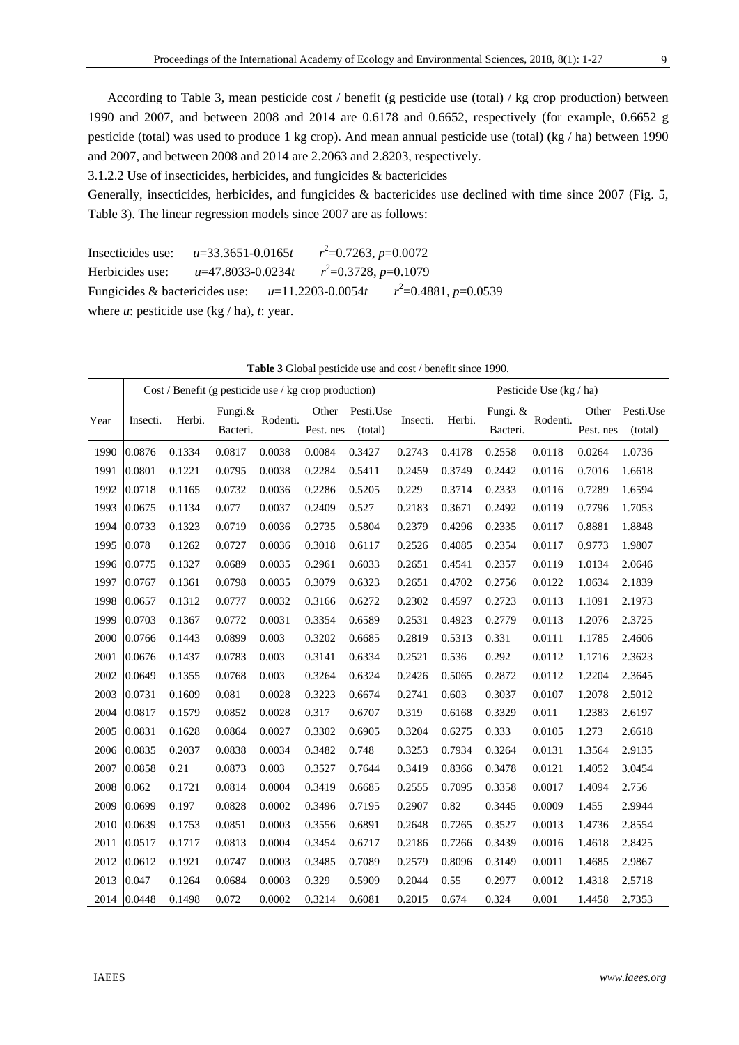According to Table 3, mean pesticide cost / benefit (g pesticide use (total) / kg crop production) between 1990 and 2007, and between 2008 and 2014 are 0.6178 and 0.6652, respectively (for example, 0.6652 g pesticide (total) was used to produce 1 kg crop). And mean annual pesticide use (total) (kg / ha) between 1990 and 2007, and between 2008 and 2014 are 2.2063 and 2.8203, respectively.

3.1.2.2 Use of insecticides, herbicides, and fungicides & bactericides

Generally, insecticides, herbicides, and fungicides & bactericides use declined with time since 2007 (Fig. 5, Table 3). The linear regression models since 2007 are as follows:

Insecticides use: $u=33.3651-0.0165t$ $\quad r^2=0.7263$, $p=0.0072$

Herbicides use: $u=47.8033-0.0234t$ $\quad r^2=0.3728$, $p=0.1079$

Fungicides & bactericides use: $u=11.2203-0.0054t$ $\quad r^2=0.4881$, $p=0.0539$

where $u$: pesticide use (kg / ha), $t$: year.

**Table 3** Global pesticide use and cost / benefit since 1990.

| Year | Cost / Benefit (g pesticide use / kg crop production) | | | | | | Pesticide Use (kg / ha) | | | | | |
|---|---|---|---|---|---|---|---|---|---|---|---|---|
| | Insecti. | Herbi. | Fungi.& Bacteri. | Rodenti. | Other Pest. nes | Pesti.Use (total) | Insecti. | Herbi. | Fungi. & Bacteri. | Rodenti. | Other Pest. nes | Pesti.Use (total) |
| 1990 | 0.0876 | 0.1334 | 0.0817 | 0.0038 | 0.0084 | 0.3427 | 0.2743 | 0.4178 | 0.2558 | 0.0118 | 0.0264 | 1.0736 |
| 1991 | 0.0801 | 0.1221 | 0.0795 | 0.0038 | 0.2284 | 0.5411 | 0.2459 | 0.3749 | 0.2442 | 0.0116 | 0.7016 | 1.6618 |
| 1992 | 0.0718 | 0.1165 | 0.0732 | 0.0036 | 0.2286 | 0.5205 | 0.229 | 0.3714 | 0.2333 | 0.0116 | 0.7289 | 1.6594 |
| 1993 | 0.0675 | 0.1134 | 0.077 | 0.0037 | 0.2409 | 0.527 | 0.2183 | 0.3671 | 0.2492 | 0.0119 | 0.7796 | 1.7053 |
| 1994 | 0.0733 | 0.1323 | 0.0719 | 0.0036 | 0.2735 | 0.5804 | 0.2379 | 0.4296 | 0.2335 | 0.0117 | 0.8881 | 1.8848 |
| 1995 | 0.078 | 0.1262 | 0.0727 | 0.0036 | 0.3018 | 0.6117 | 0.2526 | 0.4085 | 0.2354 | 0.0117 | 0.9773 | 1.9807 |
| 1996 | 0.0775 | 0.1327 | 0.0689 | 0.0035 | 0.2961 | 0.6033 | 0.2651 | 0.4541 | 0.2357 | 0.0119 | 1.0134 | 2.0646 |
| 1997 | 0.0767 | 0.1361 | 0.0798 | 0.0035 | 0.3079 | 0.6323 | 0.2651 | 0.4702 | 0.2756 | 0.0122 | 1.0634 | 2.1839 |
| 1998 | 0.0657 | 0.1312 | 0.0777 | 0.0032 | 0.3166 | 0.6272 | 0.2302 | 0.4597 | 0.2723 | 0.0113 | 1.1091 | 2.1973 |
| 1999 | 0.0703 | 0.1367 | 0.0772 | 0.0031 | 0.3354 | 0.6589 | 0.2531 | 0.4923 | 0.2779 | 0.0113 | 1.2076 | 2.3725 |
| 2000 | 0.0766 | 0.1443 | 0.0899 | 0.003 | 0.3202 | 0.6685 | 0.2819 | 0.5313 | 0.331 | 0.0111 | 1.1785 | 2.4606 |
| 2001 | 0.0676 | 0.1437 | 0.0783 | 0.003 | 0.3141 | 0.6334 | 0.2521 | 0.536 | 0.292 | 0.0112 | 1.1716 | 2.3623 |
| 2002 | 0.0649 | 0.1355 | 0.0768 | 0.003 | 0.3264 | 0.6324 | 0.2426 | 0.5065 | 0.2872 | 0.0112 | 1.2204 | 2.3645 |
| 2003 | 0.0731 | 0.1609 | 0.081 | 0.0028 | 0.3223 | 0.6674 | 0.2741 | 0.603 | 0.3037 | 0.0107 | 1.2078 | 2.5012 |
| 2004 | 0.0817 | 0.1579 | 0.0852 | 0.0028 | 0.317 | 0.6707 | 0.319 | 0.6168 | 0.3329 | 0.011 | 1.2383 | 2.6197 |
| 2005 | 0.0831 | 0.1628 | 0.0864 | 0.0027 | 0.3302 | 0.6905 | 0.3204 | 0.6275 | 0.333 | 0.0105 | 1.273 | 2.6618 |
| 2006 | 0.0835 | 0.2037 | 0.0838 | 0.0034 | 0.3482 | 0.748 | 0.3253 | 0.7934 | 0.3264 | 0.0131 | 1.3564 | 2.9135 |
| 2007 | 0.0858 | 0.21 | 0.0873 | 0.003 | 0.3527 | 0.7644 | 0.3419 | 0.8366 | 0.3478 | 0.0121 | 1.4052 | 3.0454 |
| 2008 | 0.062 | 0.1721 | 0.0814 | 0.0004 | 0.3419 | 0.6685 | 0.2555 | 0.7095 | 0.3358 | 0.0017 | 1.4094 | 2.756 |
| 2009 | 0.0699 | 0.197 | 0.0828 | 0.0002 | 0.3496 | 0.7195 | 0.2907 | 0.82 | 0.3445 | 0.0009 | 1.455 | 2.9944 |
| 2010 | 0.0639 | 0.1753 | 0.0851 | 0.0003 | 0.3556 | 0.6891 | 0.2648 | 0.7265 | 0.3527 | 0.0013 | 1.4736 | 2.8554 |
| 2011 | 0.0517 | 0.1717 | 0.0813 | 0.0004 | 0.3454 | 0.6717 | 0.2186 | 0.7266 | 0.3439 | 0.0016 | 1.4618 | 2.8425 |
| 2012 | 0.0612 | 0.1921 | 0.0747 | 0.0003 | 0.3485 | 0.7089 | 0.2579 | 0.8096 | 0.3149 | 0.0011 | 1.4685 | 2.9867 |
| 2013 | 0.047 | 0.1264 | 0.0684 | 0.0003 | 0.329 | 0.5909 | 0.2044 | 0.55 | 0.2977 | 0.0012 | 1.4318 | 2.5718 |
| 2014 | 0.0448 | 0.1498 | 0.072 | 0.0002 | 0.3214 | 0.6081 | 0.2015 | 0.674 | 0.324 | 0.001 | 1.4458 | 2.7353 |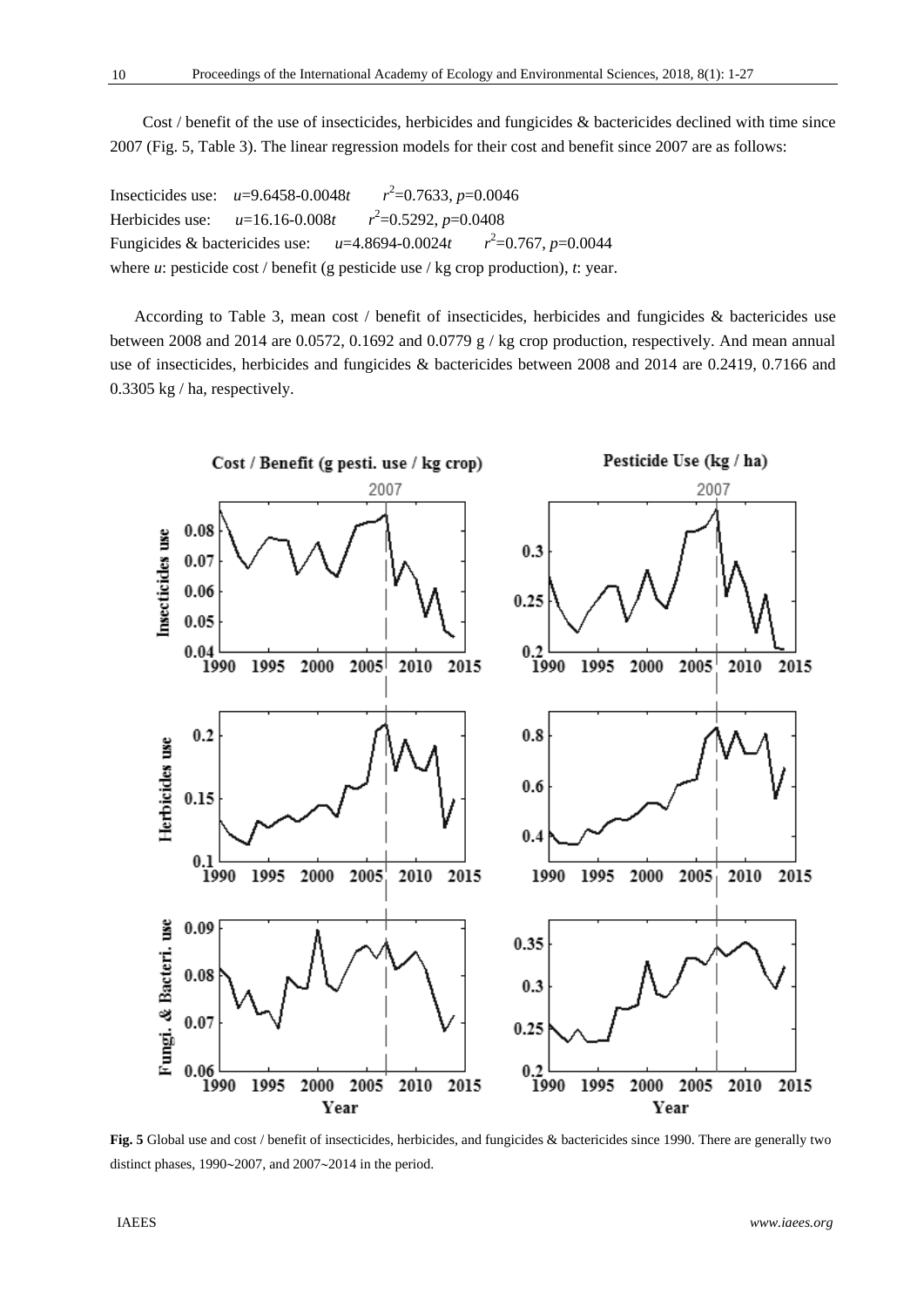Cost / benefit of the use of insecticides, herbicides and fungicides & bactericides declined with time since 2007 (Fig. 5, Table 3). The linear regression models for their cost and benefit since 2007 are as follows:

Insecticides use: $u$=9.6458-0.0048$t$ $r^2$=0.7633, $p$=0.0046
Herbicides use: $u$=16.16-0.008$t$ $r^2$=0.5292, $p$=0.0408
Fungicides & bactericides use: $u$=4.8694-0.0024$t$ $r^2$=0.767, $p$=0.0044
where $u$: pesticide cost / benefit (g pesticide use / kg crop production), $t$: year.

According to Table 3, mean cost / benefit of insecticides, herbicides and fungicides & bactericides use between 2008 and 2014 are 0.0572, 0.1692 and 0.0779 g / kg crop production, respectively. And mean annual use of insecticides, herbicides and fungicides & bactericides between 2008 and 2014 are 0.2419, 0.7166 and 0.3305 kg / ha, respectively.

**Fig. 5** Global use and cost / benefit of insecticides, herbicides, and fungicides & bactericides since 1990. There are generally two distinct phases, 1990~2007, and 2007~2014 in the period.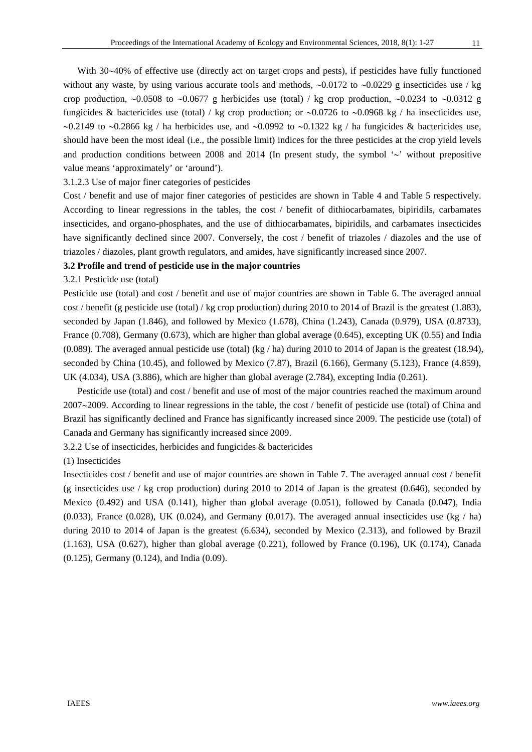With 30~40% of effective use (directly act on target crops and pests), if pesticides have fully functioned without any waste, by using various accurate tools and methods, ~0.0172 to ~0.0229 g insecticides use / kg crop production, ~0.0508 to ~0.0677 g herbicides use (total) / kg crop production, ~0.0234 to ~0.0312 g fungicides & bactericides use (total) / kg crop production; or ~0.0726 to ~0.0968 kg / ha insecticides use, ~0.2149 to ~0.2866 kg / ha herbicides use, and ~0.0992 to ~0.1322 kg / ha fungicides & bactericides use, should have been the most ideal (i.e., the possible limit) indices for the three pesticides at the crop yield levels and production conditions between 2008 and 2014 (In present study, the symbol '~' without prepositive value means 'approximately' or 'around').

3.1.2.3 Use of major finer categories of pesticides

Cost / benefit and use of major finer categories of pesticides are shown in Table 4 and Table 5 respectively. According to linear regressions in the tables, the cost / benefit of dithiocarbamates, bipiridils, carbamates insecticides, and organo-phosphates, and the use of dithiocarbamates, bipiridils, and carbamates insecticides have significantly declined since 2007. Conversely, the cost / benefit of triazoles / diazoles and the use of triazoles / diazoles, plant growth regulators, and amides, have significantly increased since 2007.

**3.2 Profile and trend of pesticide use in the major countries**

3.2.1 Pesticide use (total)

Pesticide use (total) and cost / benefit and use of major countries are shown in Table 6. The averaged annual cost / benefit (g pesticide use (total) / kg crop production) during 2010 to 2014 of Brazil is the greatest (1.883), seconded by Japan (1.846), and followed by Mexico (1.678), China (1.243), Canada (0.979), USA (0.8733), France (0.708), Germany (0.673), which are higher than global average (0.645), excepting UK (0.55) and India (0.089). The averaged annual pesticide use (total) (kg / ha) during 2010 to 2014 of Japan is the greatest (18.94), seconded by China (10.45), and followed by Mexico (7.87), Brazil (6.166), Germany (5.123), France (4.859), UK (4.034), USA (3.886), which are higher than global average (2.784), excepting India (0.261).

Pesticide use (total) and cost / benefit and use of most of the major countries reached the maximum around 2007~2009. According to linear regressions in the table, the cost / benefit of pesticide use (total) of China and Brazil has significantly declined and France has significantly increased since 2009. The pesticide use (total) of Canada and Germany has significantly increased since 2009.

3.2.2 Use of insecticides, herbicides and fungicides & bactericides

(1) Insecticides

Insecticides cost / benefit and use of major countries are shown in Table 7. The averaged annual cost / benefit (g insecticides use / kg crop production) during 2010 to 2014 of Japan is the greatest (0.646), seconded by Mexico (0.492) and USA (0.141), higher than global average (0.051), followed by Canada (0.047), India (0.033), France (0.028), UK (0.024), and Germany (0.017). The averaged annual insecticides use (kg / ha) during 2010 to 2014 of Japan is the greatest (6.634), seconded by Mexico (2.313), and followed by Brazil (1.163), USA (0.627), higher than global average (0.221), followed by France (0.196), UK (0.174), Canada (0.125), Germany (0.124), and India (0.09).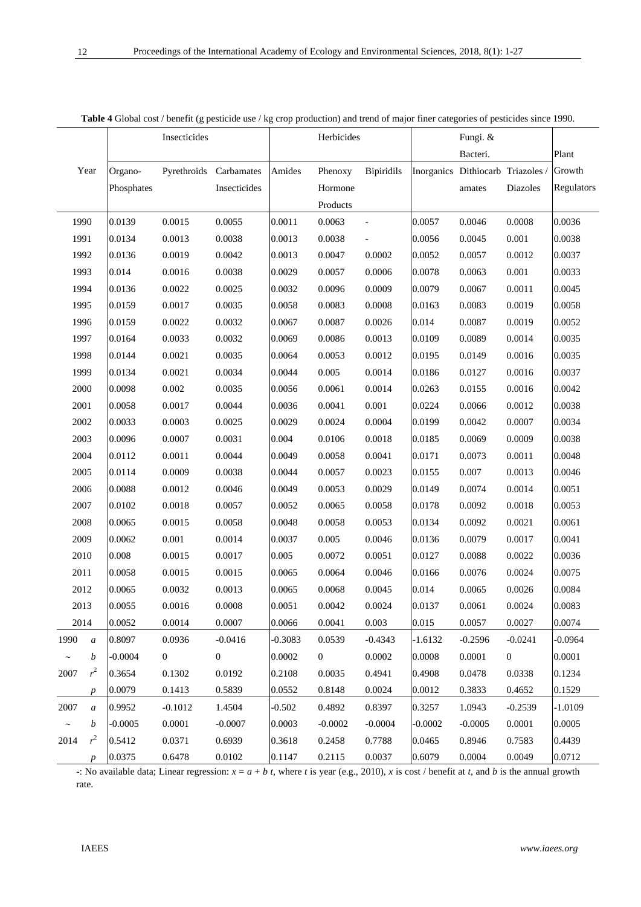**Table 4** Global cost / benefit (g pesticide use / kg crop production) and trend of major finer categories of pesticides since 1990.

| Year | | Insecticides | | | Herbicides | | | Fungi. & Bacteri. | | | Plant Growth Regulators |
|---|---|---|---|---|---|---|---|---|---|---|---|
| | | Organo-Phosphates | Pyrethroids | Carbamates Insecticides | Amides | Phenoxy Hormone Products | Bipiridils | Inorganics | Dithiocarbamates | Triazoles / Diazoles | |
| 1990 | | 0.0139 | 0.0015 | 0.0055 | 0.0011 | 0.0063 | - | 0.0057 | 0.0046 | 0.0008 | 0.0036 |
| 1991 | | 0.0134 | 0.0013 | 0.0038 | 0.0013 | 0.0038 | - | 0.0056 | 0.0045 | 0.001 | 0.0038 |
| 1992 | | 0.0136 | 0.0019 | 0.0042 | 0.0013 | 0.0047 | 0.0002 | 0.0052 | 0.0057 | 0.0012 | 0.0037 |
| 1993 | | 0.014 | 0.0016 | 0.0038 | 0.0029 | 0.0057 | 0.0006 | 0.0078 | 0.0063 | 0.001 | 0.0033 |
| 1994 | | 0.0136 | 0.0022 | 0.0025 | 0.0032 | 0.0096 | 0.0009 | 0.0079 | 0.0067 | 0.0011 | 0.0045 |
| 1995 | | 0.0159 | 0.0017 | 0.0035 | 0.0058 | 0.0083 | 0.0008 | 0.0163 | 0.0083 | 0.0019 | 0.0058 |
| 1996 | | 0.0159 | 0.0022 | 0.0032 | 0.0067 | 0.0087 | 0.0026 | 0.014 | 0.0087 | 0.0019 | 0.0052 |
| 1997 | | 0.0164 | 0.0033 | 0.0032 | 0.0069 | 0.0086 | 0.0013 | 0.0109 | 0.0089 | 0.0014 | 0.0035 |
| 1998 | | 0.0144 | 0.0021 | 0.0035 | 0.0064 | 0.0053 | 0.0012 | 0.0195 | 0.0149 | 0.0016 | 0.0035 |
| 1999 | | 0.0134 | 0.0021 | 0.0034 | 0.0044 | 0.005 | 0.0014 | 0.0186 | 0.0127 | 0.0016 | 0.0037 |
| 2000 | | 0.0098 | 0.002 | 0.0035 | 0.0056 | 0.0061 | 0.0014 | 0.0263 | 0.0155 | 0.0016 | 0.0042 |
| 2001 | | 0.0058 | 0.0017 | 0.0044 | 0.0036 | 0.0041 | 0.001 | 0.0224 | 0.0066 | 0.0012 | 0.0038 |
| 2002 | | 0.0033 | 0.0003 | 0.0025 | 0.0029 | 0.0024 | 0.0004 | 0.0199 | 0.0042 | 0.0007 | 0.0034 |
| 2003 | | 0.0096 | 0.0007 | 0.0031 | 0.004 | 0.0106 | 0.0018 | 0.0185 | 0.0069 | 0.0009 | 0.0038 |
| 2004 | | 0.0112 | 0.0011 | 0.0044 | 0.0049 | 0.0058 | 0.0041 | 0.0171 | 0.0073 | 0.0011 | 0.0048 |
| 2005 | | 0.0114 | 0.0009 | 0.0038 | 0.0044 | 0.0057 | 0.0023 | 0.0155 | 0.007 | 0.0013 | 0.0046 |
| 2006 | | 0.0088 | 0.0012 | 0.0046 | 0.0049 | 0.0053 | 0.0029 | 0.0149 | 0.0074 | 0.0014 | 0.0051 |
| 2007 | | 0.0102 | 0.0018 | 0.0057 | 0.0052 | 0.0065 | 0.0058 | 0.0178 | 0.0092 | 0.0018 | 0.0053 |
| 2008 | | 0.0065 | 0.0015 | 0.0058 | 0.0048 | 0.0058 | 0.0053 | 0.0134 | 0.0092 | 0.0021 | 0.0061 |
| 2009 | | 0.0062 | 0.001 | 0.0014 | 0.0037 | 0.005 | 0.0046 | 0.0136 | 0.0079 | 0.0017 | 0.0041 |
| 2010 | | 0.008 | 0.0015 | 0.0017 | 0.005 | 0.0072 | 0.0051 | 0.0127 | 0.0088 | 0.0022 | 0.0036 |
| 2011 | | 0.0058 | 0.0015 | 0.0015 | 0.0065 | 0.0064 | 0.0046 | 0.0166 | 0.0076 | 0.0024 | 0.0075 |
| 2012 | | 0.0065 | 0.0032 | 0.0013 | 0.0065 | 0.0068 | 0.0045 | 0.014 | 0.0065 | 0.0026 | 0.0084 |
| 2013 | | 0.0055 | 0.0016 | 0.0008 | 0.0051 | 0.0042 | 0.0024 | 0.0137 | 0.0061 | 0.0024 | 0.0083 |
| 2014 | | 0.0052 | 0.0014 | 0.0007 | 0.0066 | 0.0041 | 0.003 | 0.015 | 0.0057 | 0.0027 | 0.0074 |
| 1990 ~ 2007 | $a$ | 0.8097 | 0.0936 | -0.0416 | -0.3083 | 0.0539 | -0.4343 | -1.6132 | -0.2596 | -0.0241 | -0.0964 |
| | $b$ | -0.0004 | 0 | 0 | 0.0002 | 0 | 0.0002 | 0.0008 | 0.0001 | 0 | 0.0001 |
| | $r^2$ | 0.3654 | 0.1302 | 0.0192 | 0.2108 | 0.0035 | 0.4941 | 0.4908 | 0.0478 | 0.0338 | 0.1234 |
| | $p$ | 0.0079 | 0.1413 | 0.5839 | 0.0552 | 0.8148 | 0.0024 | 0.0012 | 0.3833 | 0.4652 | 0.1529 |
| 2007 ~ 2014 | $a$ | 0.9952 | -0.1012 | 1.4504 | -0.502 | 0.4892 | 0.8397 | 0.3257 | 1.0943 | -0.2539 | -1.0109 |
| | $b$ | -0.0005 | 0.0001 | -0.0007 | 0.0003 | -0.0002 | -0.0004 | -0.0002 | -0.0005 | 0.0001 | 0.0005 |
| | $r^2$ | 0.5412 | 0.0371 | 0.6939 | 0.3618 | 0.2458 | 0.7788 | 0.0465 | 0.8946 | 0.7583 | 0.4439 |
| | $p$ | 0.0375 | 0.6478 | 0.0102 | 0.1147 | 0.2115 | 0.0037 | 0.6079 | 0.0004 | 0.0049 | 0.0712 |

-: No available data; Linear regression: $x = a + b\,t$, where $t$ is year (e.g., 2010), $x$ is cost / benefit at $t$, and $b$ is the annual growth rate.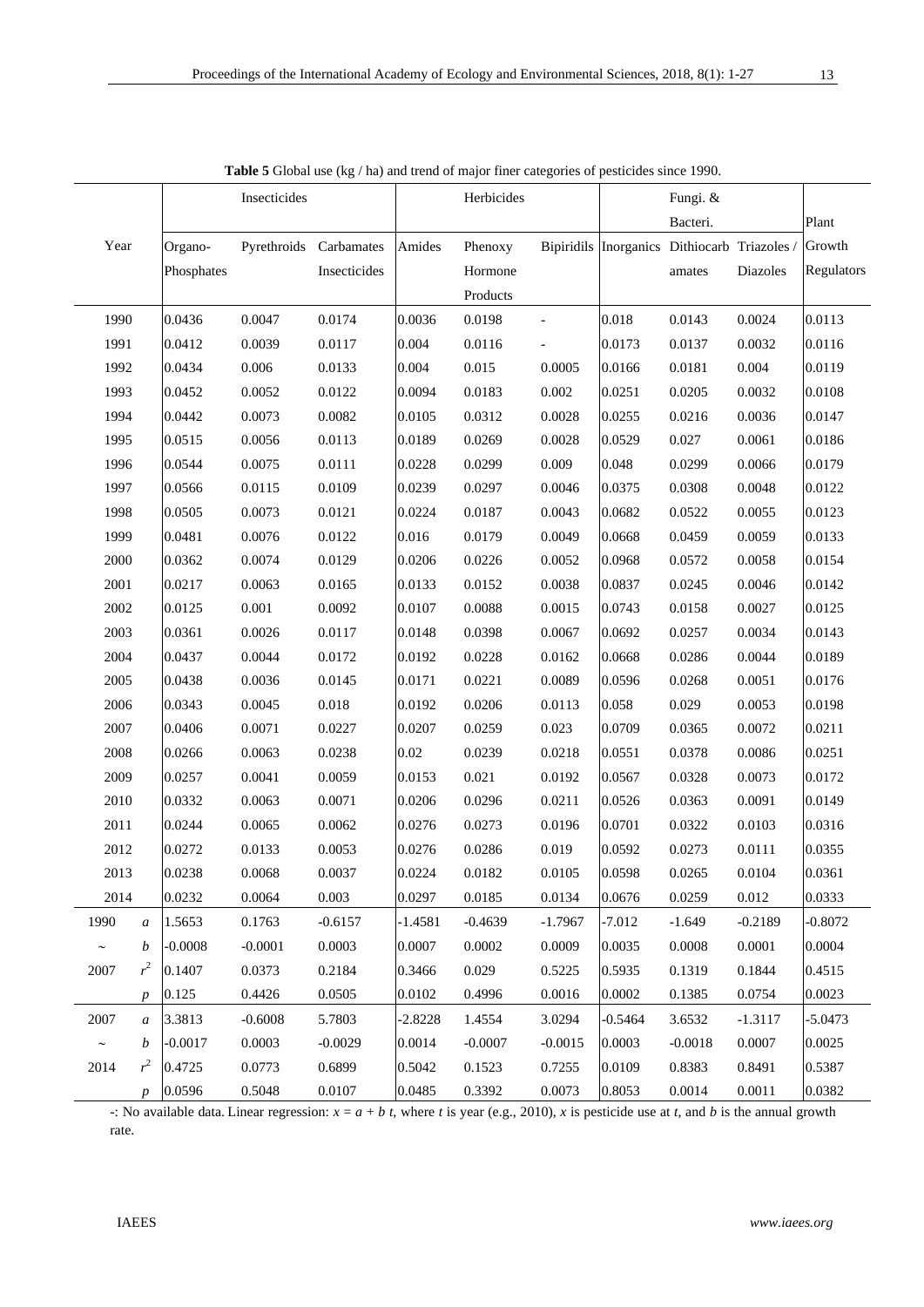**Table 5** Global use (kg / ha) and trend of major finer categories of pesticides since 1990.

| Year | | Insecticides | | | Herbicides | | | Fungi. & Bacteri. | | | Plant Growth Regulators |
|---|---|---|---|---|---|---|---|---|---|---|---|
| | | Organo-Phosphates | Pyrethroids | Carbamates Insecticides | Amides | Phenoxy Hormone Products | Bipiridils | Inorganics | Dithiocarbamates | Triazoles / Diazoles | |
| 1990 | | 0.0436 | 0.0047 | 0.0174 | 0.0036 | 0.0198 | - | 0.018 | 0.0143 | 0.0024 | 0.0113 |
| 1991 | | 0.0412 | 0.0039 | 0.0117 | 0.004 | 0.0116 | - | 0.0173 | 0.0137 | 0.0032 | 0.0116 |
| 1992 | | 0.0434 | 0.006 | 0.0133 | 0.004 | 0.015 | 0.0005 | 0.0166 | 0.0181 | 0.004 | 0.0119 |
| 1993 | | 0.0452 | 0.0052 | 0.0122 | 0.0094 | 0.0183 | 0.002 | 0.0251 | 0.0205 | 0.0032 | 0.0108 |
| 1994 | | 0.0442 | 0.0073 | 0.0082 | 0.0105 | 0.0312 | 0.0028 | 0.0255 | 0.0216 | 0.0036 | 0.0147 |
| 1995 | | 0.0515 | 0.0056 | 0.0113 | 0.0189 | 0.0269 | 0.0028 | 0.0529 | 0.027 | 0.0061 | 0.0186 |
| 1996 | | 0.0544 | 0.0075 | 0.0111 | 0.0228 | 0.0299 | 0.009 | 0.048 | 0.0299 | 0.0066 | 0.0179 |
| 1997 | | 0.0566 | 0.0115 | 0.0109 | 0.0239 | 0.0297 | 0.0046 | 0.0375 | 0.0308 | 0.0048 | 0.0122 |
| 1998 | | 0.0505 | 0.0073 | 0.0121 | 0.0224 | 0.0187 | 0.0043 | 0.0682 | 0.0522 | 0.0055 | 0.0123 |
| 1999 | | 0.0481 | 0.0076 | 0.0122 | 0.016 | 0.0179 | 0.0049 | 0.0668 | 0.0459 | 0.0059 | 0.0133 |
| 2000 | | 0.0362 | 0.0074 | 0.0129 | 0.0206 | 0.0226 | 0.0052 | 0.0968 | 0.0572 | 0.0058 | 0.0154 |
| 2001 | | 0.0217 | 0.0063 | 0.0165 | 0.0133 | 0.0152 | 0.0038 | 0.0837 | 0.0245 | 0.0046 | 0.0142 |
| 2002 | | 0.0125 | 0.001 | 0.0092 | 0.0107 | 0.0088 | 0.0015 | 0.0743 | 0.0158 | 0.0027 | 0.0125 |
| 2003 | | 0.0361 | 0.0026 | 0.0117 | 0.0148 | 0.0398 | 0.0067 | 0.0692 | 0.0257 | 0.0034 | 0.0143 |
| 2004 | | 0.0437 | 0.0044 | 0.0172 | 0.0192 | 0.0228 | 0.0162 | 0.0668 | 0.0286 | 0.0044 | 0.0189 |
| 2005 | | 0.0438 | 0.0036 | 0.0145 | 0.0171 | 0.0221 | 0.0089 | 0.0596 | 0.0268 | 0.0051 | 0.0176 |
| 2006 | | 0.0343 | 0.0045 | 0.018 | 0.0192 | 0.0206 | 0.0113 | 0.058 | 0.029 | 0.0053 | 0.0198 |
| 2007 | | 0.0406 | 0.0071 | 0.0227 | 0.0207 | 0.0259 | 0.023 | 0.0709 | 0.0365 | 0.0072 | 0.0211 |
| 2008 | | 0.0266 | 0.0063 | 0.0238 | 0.02 | 0.0239 | 0.0218 | 0.0551 | 0.0378 | 0.0086 | 0.0251 |
| 2009 | | 0.0257 | 0.0041 | 0.0059 | 0.0153 | 0.021 | 0.0192 | 0.0567 | 0.0328 | 0.0073 | 0.0172 |
| 2010 | | 0.0332 | 0.0063 | 0.0071 | 0.0206 | 0.0296 | 0.0211 | 0.0526 | 0.0363 | 0.0091 | 0.0149 |
| 2011 | | 0.0244 | 0.0065 | 0.0062 | 0.0276 | 0.0273 | 0.0196 | 0.0701 | 0.0322 | 0.0103 | 0.0316 |
| 2012 | | 0.0272 | 0.0133 | 0.0053 | 0.0276 | 0.0286 | 0.019 | 0.0592 | 0.0273 | 0.0111 | 0.0355 |
| 2013 | | 0.0238 | 0.0068 | 0.0037 | 0.0224 | 0.0182 | 0.0105 | 0.0598 | 0.0265 | 0.0104 | 0.0361 |
| 2014 | | 0.0232 | 0.0064 | 0.003 | 0.0297 | 0.0185 | 0.0134 | 0.0676 | 0.0259 | 0.012 | 0.0333 |
| 1990 | $a$ | 1.5653 | 0.1763 | -0.6157 | -1.4581 | -0.4639 | -1.7967 | -7.012 | -1.649 | -0.2189 | -0.8072 |
| ~ | $b$ | -0.0008 | -0.0001 | 0.0003 | 0.0007 | 0.0002 | 0.0009 | 0.0035 | 0.0008 | 0.0001 | 0.0004 |
| 2007 | $r^2$ | 0.1407 | 0.0373 | 0.2184 | 0.3466 | 0.029 | 0.5225 | 0.5935 | 0.1319 | 0.1844 | 0.4515 |
| | $p$ | 0.125 | 0.4426 | 0.0505 | 0.0102 | 0.4996 | 0.0016 | 0.0002 | 0.1385 | 0.0754 | 0.0023 |
| 2007 | $a$ | 3.3813 | -0.6008 | 5.7803 | -2.8228 | 1.4554 | 3.0294 | -0.5464 | 3.6532 | -1.3117 | -5.0473 |
| ~ | $b$ | -0.0017 | 0.0003 | -0.0029 | 0.0014 | -0.0007 | -0.0015 | 0.0003 | -0.0018 | 0.0007 | 0.0025 |
| 2014 | $r^2$ | 0.4725 | 0.0773 | 0.6899 | 0.5042 | 0.1523 | 0.7255 | 0.0109 | 0.8383 | 0.8491 | 0.5387 |
| | $p$ | 0.0596 | 0.5048 | 0.0107 | 0.0485 | 0.3392 | 0.0073 | 0.8053 | 0.0014 | 0.0011 | 0.0382 |

-: No available data. Linear regression: $x = a + b\ t$, where $t$ is year (e.g., 2010), $x$ is pesticide use at $t$, and $b$ is the annual growth rate.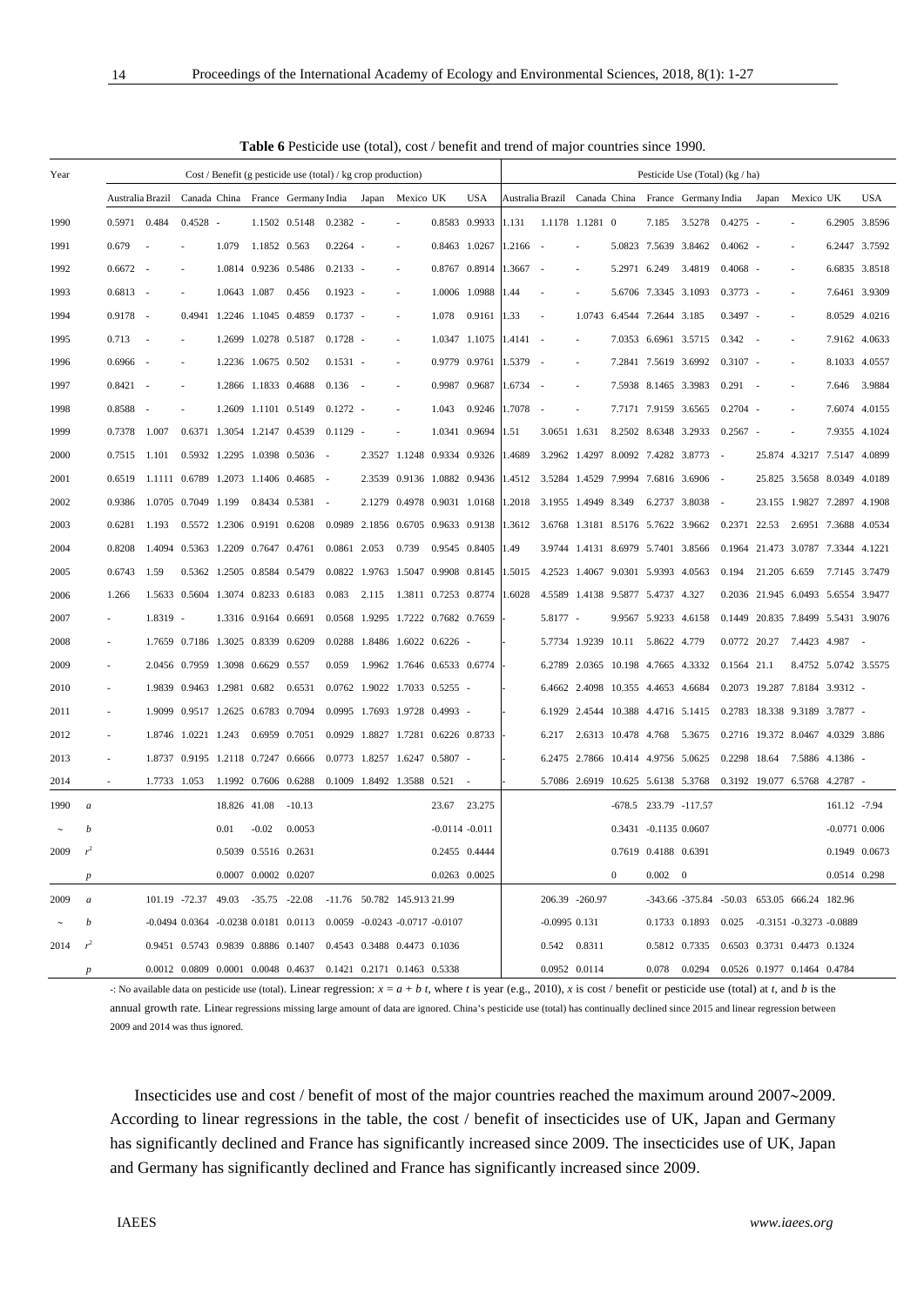**Table 6** Pesticide use (total), cost / benefit and trend of major countries since 1990.

| Year | | Cost / Benefit (g pesticide use (total) / kg crop production) | | | | | | | | | | | Pesticide Use (Total) (kg / ha) | | | | | | | | | | |
|---|---|---|---|---|---|---|---|---|---|---|---|---|---|---|---|---|---|---|---|---|---|---|---|
| | | Australia | Brazil | Canada | China | France | Germany | India | Japan | Mexico | UK | USA | Australia | Brazil | Canada | China | France | Germany | India | Japan | Mexico | UK | USA |
| 1990 | | 0.5971 | 0.484 | 0.4528 | - | 1.1502 | 0.5148 | 0.2382 | - | - | 0.8583 | 0.9933 | 1.131 | 1.1178 | 1.1281 | 0 | 7.185 | 3.5278 | 0.4275 | - | - | 6.2905 | 3.8596 |
| 1991 | | 0.679 | - | - | 1.079 | 1.1852 | 0.563 | 0.2264 | - | - | 0.8463 | 1.0267 | 1.2166 | - | - | 5.0823 | 7.5639 | 3.8462 | 0.4062 | - | - | 6.2447 | 3.7592 |
| 1992 | | 0.6672 | - | - | 1.0814 | 0.9236 | 0.5486 | 0.2133 | - | - | 0.8767 | 0.8914 | 1.3667 | - | - | 5.2971 | 6.249 | 3.4819 | 0.4068 | - | - | 6.6835 | 3.8518 |
| 1993 | | 0.6813 | - | - | 1.0643 | 1.087 | 0.456 | 0.1923 | - | - | 1.0006 | 1.0988 | 1.44 | - | - | 5.6706 | 7.3345 | 3.1093 | 0.3773 | - | - | 7.6461 | 3.9309 |
| 1994 | | 0.9178 | - | 0.4941 | 1.2246 | 1.1045 | 0.4859 | 0.1737 | - | - | 1.078 | 0.9161 | 1.33 | - | 1.0743 | 6.4544 | 7.2644 | 3.185 | 0.3497 | - | - | 8.0529 | 4.0216 |
| 1995 | | 0.713 | - | - | 1.2699 | 1.0278 | 0.5187 | 0.1728 | - | - | 1.0347 | 1.1075 | 1.4141 | - | - | 7.0353 | 6.6961 | 3.5715 | 0.342 | - | - | 7.9162 | 4.0633 |
| 1996 | | 0.6966 | - | - | 1.2236 | 1.0675 | 0.502 | 0.1531 | - | - | 0.9779 | 0.9761 | 1.5379 | - | - | 7.2841 | 7.5619 | 3.6992 | 0.3107 | - | - | 8.1033 | 4.0557 |
| 1997 | | 0.8421 | - | - | 1.2866 | 1.1833 | 0.4688 | 0.136 | - | - | 0.9987 | 0.9687 | 1.6734 | - | - | 7.5938 | 8.1465 | 3.3983 | 0.291 | - | - | 7.646 | 3.9884 |
| 1998 | | 0.8588 | - | - | 1.2609 | 1.1101 | 0.5149 | 0.1272 | - | - | 1.043 | 0.9246 | 1.7078 | - | - | 7.7171 | 7.9159 | 3.6565 | 0.2704 | - | - | 7.6074 | 4.0155 |
| 1999 | | 0.7378 | 1.007 | 0.6371 | 1.3054 | 1.2147 | 0.4539 | 0.1129 | - | - | 1.0341 | 0.9694 | 1.51 | 3.0651 | 1.631 | 8.2502 | 8.6348 | 3.2933 | 0.2567 | - | - | 7.9355 | 4.1024 |
| 2000 | | 0.7515 | 1.101 | 0.5932 | 1.2295 | 1.0398 | 0.5036 | - | 2.3527 | 1.1248 | 0.9334 | 0.9326 | 1.4689 | 3.2962 | 1.4297 | 8.0092 | 7.4282 | 3.8773 | - | 25.874 | 4.3217 | 7.5147 | 4.0899 |
| 2001 | | 0.6519 | 1.1111 | 0.6789 | 1.2073 | 1.1406 | 0.4685 | - | 2.3539 | 0.9136 | 1.0882 | 0.9436 | 1.4512 | 3.5284 | 1.4529 | 7.9994 | 7.6816 | 3.6906 | - | 25.825 | 3.5658 | 8.0349 | 4.0189 |
| 2002 | | 0.9386 | 1.0705 | 0.7049 | 1.199 | 0.8434 | 0.5381 | - | 2.1279 | 0.4978 | 0.9031 | 1.0168 | 1.2018 | 3.1955 | 1.4949 | 8.349 | 6.2737 | 3.8038 | - | 23.155 | 1.9827 | 7.2897 | 4.1908 |
| 2003 | | 0.6281 | 1.193 | 0.5572 | 1.2306 | 0.9191 | 0.6208 | 0.0989 | 2.1856 | 0.6705 | 0.9633 | 0.9138 | 1.3612 | 3.6768 | 1.3181 | 8.5176 | 5.7622 | 3.9662 | 0.2371 | 22.53 | 2.6951 | 7.3688 | 4.0534 |
| 2004 | | 0.8208 | 1.4094 | 0.5363 | 1.2209 | 0.7647 | 0.4761 | 0.0861 | 2.053 | 0.739 | 0.9545 | 0.8405 | 1.49 | 3.9744 | 1.4131 | 8.6979 | 5.7401 | 3.8566 | 0.1964 | 21.473 | 3.0787 | 7.3344 | 4.1221 |
| 2005 | | 0.6743 | 1.59 | 0.5362 | 1.2505 | 0.8584 | 0.5479 | 0.0822 | 1.9763 | 1.5047 | 0.9908 | 0.8145 | 1.5015 | 4.2523 | 1.4067 | 9.0301 | 5.9393 | 4.0563 | 0.194 | 21.205 | 6.659 | 7.7145 | 3.7479 |
| 2006 | | 1.266 | 1.5633 | 0.5604 | 1.3074 | 0.8233 | 0.6183 | 0.083 | 2.115 | 1.3811 | 0.7253 | 0.8774 | 1.6028 | 4.5589 | 1.4138 | 9.5877 | 5.4737 | 4.327 | 0.2036 | 21.945 | 6.0493 | 5.6554 | 3.9477 |
| 2007 | | - | 1.8319 | - | 1.3316 | 0.9164 | 0.6691 | 0.0568 | 1.9295 | 1.7222 | 0.7682 | 0.7659 | - | 5.8177 | - | 9.9567 | 5.9233 | 4.6158 | 0.1449 | 20.835 | 7.8499 | 5.5431 | 3.9076 |
| 2008 | | - | 1.7659 | 0.7186 | 1.3025 | 0.8339 | 0.6209 | 0.0288 | 1.8486 | 1.6022 | 0.6226 | - | - | 5.7734 | 1.9239 | 10.11 | 5.8622 | 4.779 | 0.0772 | 20.27 | 7.4423 | 4.987 | - |
| 2009 | | - | 2.0456 | 0.7959 | 1.3098 | 0.6629 | 0.557 | 0.059 | 1.9962 | 1.7646 | 0.6533 | 0.6774 | - | 6.2789 | 2.0365 | 10.198 | 4.7665 | 4.3332 | 0.1564 | 21.1 | 8.4752 | 5.0742 | 3.5575 |
| 2010 | | - | 1.9839 | 0.9463 | 1.2981 | 0.682 | 0.6531 | 0.0762 | 1.9022 | 1.7033 | 0.5255 | - | - | 6.4662 | 2.4098 | 10.355 | 4.4653 | 4.6684 | 0.2073 | 19.287 | 7.8184 | 3.9312 | - |
| 2011 | | - | 1.9099 | 0.9517 | 1.2625 | 0.6783 | 0.7094 | 0.0995 | 1.7693 | 1.9728 | 0.4993 | - | - | 6.1929 | 2.4544 | 10.388 | 4.4716 | 5.1415 | 0.2783 | 18.338 | 9.3189 | 3.7877 | - |
| 2012 | | - | 1.8746 | 1.0221 | 1.243 | 0.6959 | 0.7051 | 0.0929 | 1.8827 | 1.7281 | 0.6226 | 0.8733 | - | 6.217 | 2.6313 | 10.478 | 4.768 | 5.3675 | 0.2716 | 19.372 | 8.0467 | 4.0329 | 3.886 |
| 2013 | | - | 1.8737 | 0.9195 | 1.2118 | 0.7247 | 0.6666 | 0.0773 | 1.8257 | 1.6247 | 0.5807 | - | - | 6.2475 | 2.7866 | 10.414 | 4.9756 | 5.0625 | 0.2298 | 18.64 | 7.5886 | 4.1386 | - |
| 2014 | | - | 1.7733 | 1.053 | 1.1992 | 0.7606 | 0.6288 | 0.1009 | 1.8492 | 1.3588 | 0.521 | - | - | 5.7086 | 2.6919 | 10.625 | 5.6138 | 5.3768 | 0.3192 | 19.077 | 6.5768 | 4.2787 | - |
| 1990 | *a* | | | | 18.826 | 41.08 | -10.13 | | | | 23.67 | 23.275 | | | | -678.5 | 233.79 | -117.57 | | | | 161.12 | -7.94 |
| ~ | *b* | | | | 0.01 | -0.02 | 0.0053 | | | | -0.0114 | -0.011 | | | | 0.3431 | -0.1135 | 0.0607 | | | | -0.0771 | 0.006 |
| 2009 | $r^2$ | | | | 0.5039 | 0.5516 | 0.2631 | | | | 0.2455 | 0.4444 | | | | 0.7619 | 0.4188 | 0.6391 | | | | 0.1949 | 0.0673 |
| | *p* | | | | 0.0007 | 0.0002 | 0.0207 | | | | 0.0263 | 0.0025 | | | | 0 | 0.002 | 0 | | | | 0.0514 | 0.298 |
| 2009 | *a* | | 101.19 | -72.37 | 49.03 | -35.75 | -22.08 | -11.76 | 50.782 | 145.913 | 21.99 | | | 206.39 | -260.97 | | -343.66 | -375.84 | -50.03 | 653.05 | 666.24 | 182.96 | |
| ~ | *b* | | -0.0494 | 0.0364 | -0.0238 | 0.0181 | 0.0113 | 0.0059 | -0.0243 | -0.0717 | -0.0107 | | | -0.0995 | 0.131 | | 0.1733 | 0.1893 | 0.025 | -0.3151 | -0.3273 | -0.0889 | |
| 2014 | $r^2$ | | 0.9451 | 0.5743 | 0.9839 | 0.8886 | 0.1407 | 0.4543 | 0.3488 | 0.4473 | 0.1036 | | | 0.542 | 0.8311 | | 0.5812 | 0.7335 | 0.6503 | 0.3731 | 0.4473 | 0.1324 | |
| | *p* | | 0.0012 | 0.0809 | 0.0001 | 0.0048 | 0.4637 | 0.1421 | 0.2171 | 0.1463 | 0.5338 | | | 0.0952 | 0.0114 | | 0.078 | 0.0294 | 0.0526 | 0.1977 | 0.1464 | 0.4784 | |

-: No available data on pesticide use (total). Linear regression: $x = a + b\ t$, where $t$ is year (e.g., 2010), $x$ is cost / benefit or pesticide use (total) at $t$, and $b$ is the annual growth rate. Linear regressions missing large amount of data are ignored. China's pesticide use (total) has continually declined since 2015 and linear regression between 2009 and 2014 was thus ignored.

Insecticides use and cost / benefit of most of the major countries reached the maximum around 2007~2009. According to linear regressions in the table, the cost / benefit of insecticides use of UK, Japan and Germany has significantly declined and France has significantly increased since 2009. The insecticides use of UK, Japan and Germany has significantly declined and France has significantly increased since 2009.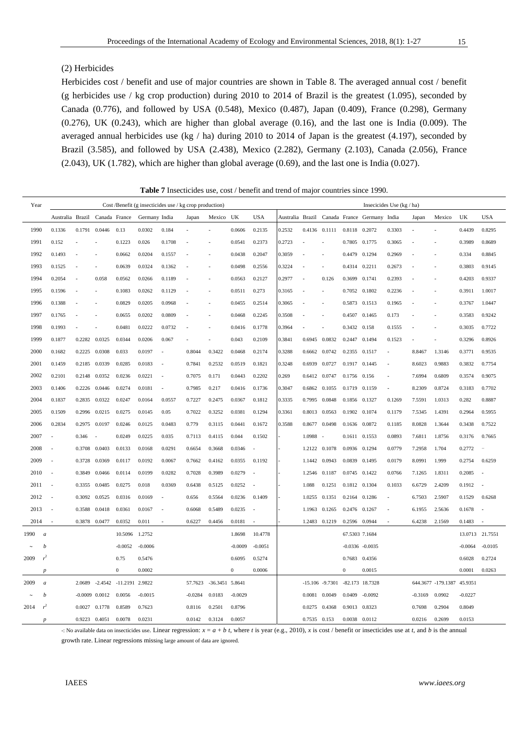(2) Herbicides

Herbicides cost / benefit and use of major countries are shown in Table 8. The averaged annual cost / benefit (g herbicides use / kg crop production) during 2010 to 2014 of Brazil is the greatest (1.095), seconded by Canada (0.776), and followed by USA (0.548), Mexico (0.487), Japan (0.409), France (0.298), Germany (0.276), UK (0.243), which are higher than global average (0.16), and the last one is India (0.009). The averaged annual herbicides use (kg / ha) during 2010 to 2014 of Japan is the greatest (4.197), seconded by Brazil (3.585), and followed by USA (2.438), Mexico (2.282), Germany (2.103), Canada (2.056), France (2.043), UK (1.782), which are higher than global average (0.69), and the last one is India (0.027).

**Table 7** Insecticides use, cost / benefit and trend of major countries since 1990.

| Year | | Cost /Benefit (g insecticides use / kg crop production) | | | | | | | | | | Insecicides Use (kg / ha) | | | | | | | | | |
|---|---|---|---|---|---|---|---|---|---|---|---|---|---|---|---|---|---|---|---|---|---|
| | | Australia | Brazil | Canada | France | Germany | India | Japan | Mexico | UK | USA | Australia | Brazil | Canada | France | Germany | India | Japan | Mexico | UK | USA |
| 1990 | | 0.1336 | 0.1791 | 0.0446 | 0.13 | 0.0302 | 0.184 | - | - | 0.0606 | 0.2135 | 0.2532 | 0.4136 | 0.1111 | 0.8118 | 0.2072 | 0.3303 | - | - | 0.4439 | 0.8295 |
| 1991 | | 0.152 | - | - | 0.1223 | 0.026 | 0.1708 | - | - | 0.0541 | 0.2373 | 0.2723 | - | - | 0.7805 | 0.1775 | 0.3065 | - | - | 0.3989 | 0.8689 |
| 1992 | | 0.1493 | - | - | 0.0662 | 0.0204 | 0.1557 | - | - | 0.0438 | 0.2047 | 0.3059 | - | - | 0.4479 | 0.1294 | 0.2969 | - | - | 0.334 | 0.8845 |
| 1993 | | 0.1525 | - | - | 0.0639 | 0.0324 | 0.1362 | - | - | 0.0498 | 0.2556 | 0.3224 | - | - | 0.4314 | 0.2211 | 0.2673 | - | - | 0.3803 | 0.9145 |
| 1994 | | 0.2054 | - | 0.058 | 0.0562 | 0.0266 | 0.1189 | - | - | 0.0563 | 0.2127 | 0.2977 | - | 0.126 | 0.3699 | 0.1741 | 0.2393 | - | - | 0.4203 | 0.9337 |
| 1995 | | 0.1596 | - | - | 0.1083 | 0.0262 | 0.1129 | - | - | 0.0511 | 0.273 | 0.3165 | - | - | 0.7052 | 0.1802 | 0.2236 | - | - | 0.3911 | 1.0017 |
| 1996 | | 0.1388 | - | - | 0.0829 | 0.0205 | 0.0968 | - | - | 0.0455 | 0.2514 | 0.3065 | - | - | 0.5873 | 0.1513 | 0.1965 | - | - | 0.3767 | 1.0447 |
| 1997 | | 0.1765 | - | - | 0.0655 | 0.0202 | 0.0809 | - | - | 0.0468 | 0.2245 | 0.3508 | - | - | 0.4507 | 0.1465 | 0.173 | - | - | 0.3583 | 0.9242 |
| 1998 | | 0.1993 | - | - | 0.0481 | 0.0222 | 0.0732 | - | - | 0.0416 | 0.1778 | 0.3964 | - | - | 0.3432 | 0.158 | 0.1555 | - | - | 0.3035 | 0.7722 |
| 1999 | | 0.1877 | 0.2282 | 0.0325 | 0.0344 | 0.0206 | 0.067 | - | - | 0.043 | 0.2109 | 0.3841 | 0.6945 | 0.0832 | 0.2447 | 0.1494 | 0.1523 | - | - | 0.3296 | 0.8926 |
| 2000 | | 0.1682 | 0.2225 | 0.0308 | 0.033 | 0.0197 | - | 0.8044 | 0.3422 | 0.0468 | 0.2174 | 0.3288 | 0.6662 | 0.0742 | 0.2355 | 0.1517 | - | 8.8467 | 1.3146 | 0.3771 | 0.9535 |
| 2001 | | 0.1459 | 0.2185 | 0.0339 | 0.0285 | 0.0183 | - | 0.7841 | 0.2532 | 0.0519 | 0.1821 | 0.3248 | 0.6939 | 0.0727 | 0.1917 | 0.1445 | - | 8.6023 | 0.9883 | 0.3832 | 0.7754 |
| 2002 | | 0.2101 | 0.2148 | 0.0352 | 0.0236 | 0.0221 | - | 0.7075 | 0.171 | 0.0443 | 0.2202 | 0.269 | 0.6412 | 0.0747 | 0.1756 | 0.156 | - | 7.6994 | 0.6809 | 0.3574 | 0.9075 |
| 2003 | | 0.1406 | 0.2226 | 0.0446 | 0.0274 | 0.0181 | - | 0.7985 | 0.217 | 0.0416 | 0.1736 | 0.3047 | 0.6862 | 0.1055 | 0.1719 | 0.1159 | - | 8.2309 | 0.8724 | 0.3183 | 0.7702 |
| 2004 | | 0.1837 | 0.2835 | 0.0322 | 0.0247 | 0.0164 | 0.0557 | 0.7227 | 0.2475 | 0.0367 | 0.1812 | 0.3335 | 0.7995 | 0.0848 | 0.1856 | 0.1327 | 0.1269 | 7.5591 | 1.0313 | 0.282 | 0.8887 |
| 2005 | | 0.1509 | 0.2996 | 0.0215 | 0.0275 | 0.0145 | 0.05 | 0.7022 | 0.3252 | 0.0381 | 0.1294 | 0.3361 | 0.8013 | 0.0563 | 0.1902 | 0.1074 | 0.1179 | 7.5345 | 1.4391 | 0.2964 | 0.5955 |
| 2006 | | 0.2834 | 0.2975 | 0.0197 | 0.0246 | 0.0125 | 0.0483 | 0.779 | 0.3115 | 0.0441 | 0.1672 | 0.3588 | 0.8677 | 0.0498 | 0.1636 | 0.0872 | 0.1185 | 8.0828 | 1.3644 | 0.3438 | 0.7522 |
| 2007 | | - | 0.346 | - | 0.0249 | 0.0225 | 0.035 | 0.7113 | 0.4115 | 0.044 | 0.1502 | - | 1.0988 | - | 0.1611 | 0.1553 | 0.0893 | 7.6811 | 1.8756 | 0.3176 | 0.7665 |
| 2008 | | - | 0.3708 | 0.0403 | 0.0133 | 0.0168 | 0.0291 | 0.6654 | 0.3668 | 0.0346 | - | - | 1.2122 | 0.1078 | 0.0936 | 0.1294 | 0.0779 | 7.2958 | 1.704 | 0.2772 | - |
| 2009 | | - | 0.3728 | 0.0369 | 0.0117 | 0.0192 | 0.0067 | 0.7662 | 0.4162 | 0.0355 | 0.1192 | - | 1.1442 | 0.0943 | 0.0839 | 0.1495 | 0.0179 | 8.0991 | 1.999 | 0.2754 | 0.6259 |
| 2010 | | - | 0.3849 | 0.0466 | 0.0114 | 0.0199 | 0.0282 | 0.7028 | 0.3989 | 0.0279 | - | - | 1.2546 | 0.1187 | 0.0745 | 0.1422 | 0.0766 | 7.1265 | 1.8311 | 0.2085 | - |
| 2011 | | - | 0.3355 | 0.0485 | 0.0275 | 0.018 | 0.0369 | 0.6438 | 0.5125 | 0.0252 | - | - | 1.088 | 0.1251 | 0.1812 | 0.1304 | 0.1033 | 6.6729 | 2.4209 | 0.1912 | - |
| 2012 | | - | 0.3092 | 0.0525 | 0.0316 | 0.0169 | - | 0.656 | 0.5564 | 0.0236 | 0.1409 | - | 1.0255 | 0.1351 | 0.2164 | 0.1286 | - | 6.7503 | 2.5907 | 0.1529 | 0.6268 |
| 2013 | | - | 0.3588 | 0.0418 | 0.0361 | 0.0167 | - | 0.6068 | 0.5489 | 0.0235 | - | - | 1.1963 | 0.1265 | 0.2476 | 0.1267 | - | 6.1955 | 2.5636 | 0.1678 | - |
| 2014 | | - | 0.3878 | 0.0477 | 0.0352 | 0.011 | - | 0.6227 | 0.4456 | 0.0181 | - | - | 1.2483 | 0.1219 | 0.2596 | 0.0944 | - | 6.4238 | 2.1569 | 0.1483 | - |
| 1990 | $a$ | | | | 10.5096 | 1.2752 | | | | 1.8698 | 10.4778 | | | | 67.5303 | 7.1684 | | | | 13.0713 | 21.7551 |
| ~ | $b$ | | | | -0.0052 | -0.0006 | | | | -0.0009 | -0.0051 | | | | -0.0336 | -0.0035 | | | | -0.0064 | -0.0105 |
| 2009 | $r^2$ | | | | 0.75 | 0.5476 | | | | 0.6095 | 0.5274 | | | | 0.7683 | 0.4356 | | | | 0.6028 | 0.2724 |
| | $p$ | | | | 0 | 0.0002 | | | | 0 | 0.0006 | | | | 0 | 0.0015 | | | | 0.0001 | 0.0263 |
| 2009 | $a$ | | 2.0689 | -2.4542 | -11.2191 | 2.9822 | | 57.7623 | -36.3451 | 5.8641 | | | -15.106 | -9.7301 | -82.173 | 18.7328 | | 644.3677 | -179.1387 | 45.9351 | |
| ~ | $b$ | | -0.0009 | 0.0012 | 0.0056 | -0.0015 | | -0.0284 | 0.0183 | -0.0029 | | | 0.0081 | 0.0049 | 0.0409 | -0.0092 | | -0.3169 | 0.0902 | -0.0227 | |
| 2014 | $r^2$ | | 0.0027 | 0.1778 | 0.8589 | 0.7623 | | 0.8116 | 0.2501 | 0.8796 | | | 0.0275 | 0.4368 | 0.9013 | 0.8323 | | 0.7698 | 0.2904 | 0.8049 | |
| | $p$ | | 0.9223 | 0.4051 | 0.0078 | 0.0231 | | 0.0142 | 0.3124 | 0.0057 | | | 0.7535 | 0.153 | 0.0038 | 0.0112 | | 0.0216 | 0.2699 | 0.0153 | |

-: No available data on insecticides use. Linear regression: $x = a + b\ t$, where $t$ is year (e.g., 2010), $x$ is cost / benefit or insecticides use at $t$, and $b$ is the annual growth rate. Linear regressions missing large amount of data are ignored.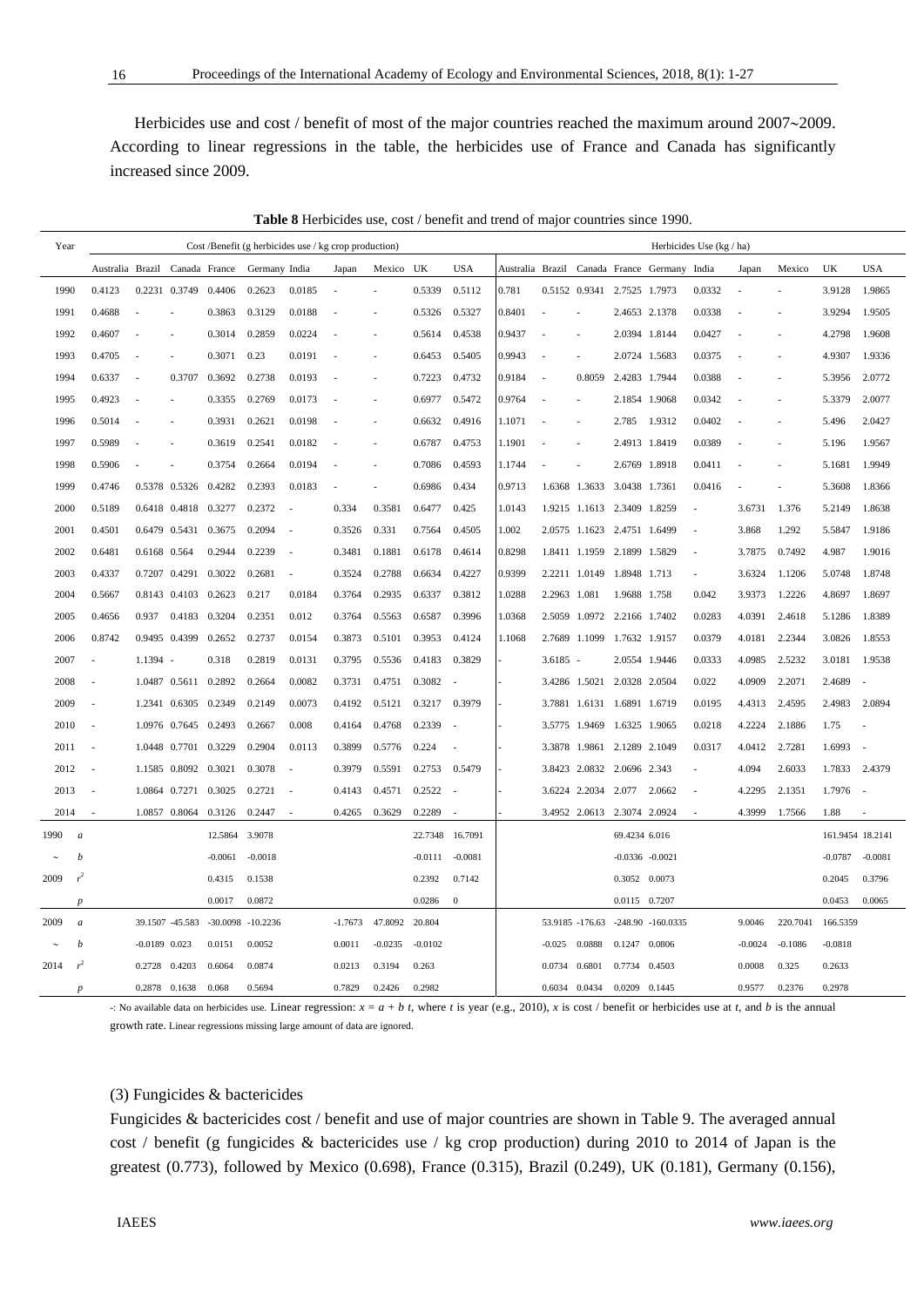Herbicides use and cost / benefit of most of the major countries reached the maximum around 2007~2009. According to linear regressions in the table, the herbicides use of France and Canada has significantly increased since 2009.

**Table 8** Herbicides use, cost / benefit and trend of major countries since 1990.

| Year | Cost /Benefit (g herbicides use / kg crop production) | | | | | | | | | | Herbicides Use (kg / ha) | | | | | | | | | |
|---|---|---|---|---|---|---|---|---|---|---|---|---|---|---|---|---|---|---|---|---|
| | Australia | Brazil | Canada | France | Germany | India | Japan | Mexico | UK | USA | Australia | Brazil | Canada | France | Germany | India | Japan | Mexico | UK | USA |
| 1990 | 0.4123 | 0.2231 | 0.3749 | 0.4406 | 0.2623 | 0.0185 | - | - | 0.5339 | 0.5112 | 0.781 | 0.5152 | 0.9341 | 2.7525 | 1.7973 | 0.0332 | - | - | 3.9128 | 1.9865 |
| 1991 | 0.4688 | - | - | 0.3863 | 0.3129 | 0.0188 | - | - | 0.5326 | 0.5327 | 0.8401 | - | - | 2.4653 | 2.1378 | 0.0338 | - | - | 3.9294 | 1.9505 |
| 1992 | 0.4607 | - | - | 0.3014 | 0.2859 | 0.0224 | - | - | 0.5614 | 0.4538 | 0.9437 | - | - | 2.0394 | 1.8144 | 0.0427 | - | - | 4.2798 | 1.9608 |
| 1993 | 0.4705 | - | - | 0.3071 | 0.23 | 0.0191 | - | - | 0.6453 | 0.5405 | 0.9943 | - | - | 2.0724 | 1.5683 | 0.0375 | - | - | 4.9307 | 1.9336 |
| 1994 | 0.6337 | - | 0.3707 | 0.3692 | 0.2738 | 0.0193 | - | - | 0.7223 | 0.4732 | 0.9184 | - | 0.8059 | 2.4283 | 1.7944 | 0.0388 | - | - | 5.3956 | 2.0772 |
| 1995 | 0.4923 | - | - | 0.3355 | 0.2769 | 0.0173 | - | - | 0.6977 | 0.5472 | 0.9764 | - | - | 2.1854 | 1.9068 | 0.0342 | - | - | 5.3379 | 2.0077 |
| 1996 | 0.5014 | - | - | 0.3931 | 0.2621 | 0.0198 | - | - | 0.6632 | 0.4916 | 1.1071 | - | - | 2.785 | 1.9312 | 0.0402 | - | - | 5.496 | 2.0427 |
| 1997 | 0.5989 | - | - | 0.3619 | 0.2541 | 0.0182 | - | - | 0.6787 | 0.4753 | 1.1901 | - | - | 2.4913 | 1.8419 | 0.0389 | - | - | 5.196 | 1.9567 |
| 1998 | 0.5906 | - | - | 0.3754 | 0.2664 | 0.0194 | - | - | 0.7086 | 0.4593 | 1.1744 | - | - | 2.6769 | 1.8918 | 0.0411 | - | - | 5.1681 | 1.9949 |
| 1999 | 0.4746 | 0.5378 | 0.5326 | 0.4282 | 0.2393 | 0.0183 | - | - | 0.6986 | 0.434 | 0.9713 | 1.6368 | 1.3633 | 3.0438 | 1.7361 | 0.0416 | - | - | 5.3608 | 1.8366 |
| 2000 | 0.5189 | 0.6418 | 0.4818 | 0.3277 | 0.2372 | - | 0.334 | 0.3581 | 0.6477 | 0.425 | 1.0143 | 1.9215 | 1.1613 | 2.3409 | 1.8259 | - | 3.6731 | 1.376 | 5.2149 | 1.8638 |
| 2001 | 0.4501 | 0.6479 | 0.5431 | 0.3675 | 0.2094 | - | 0.3526 | 0.331 | 0.7564 | 0.4505 | 1.002 | 2.0575 | 1.1623 | 2.4751 | 1.6499 | - | 3.868 | 1.292 | 5.5847 | 1.9186 |
| 2002 | 0.6481 | 0.6168 | 0.564 | 0.2944 | 0.2239 | - | 0.3481 | 0.1881 | 0.6178 | 0.4614 | 0.8298 | 1.8411 | 1.1959 | 2.1899 | 1.5829 | - | 3.7875 | 0.7492 | 4.987 | 1.9016 |
| 2003 | 0.4337 | 0.7207 | 0.4291 | 0.3022 | 0.2681 | - | 0.3524 | 0.2788 | 0.6634 | 0.4227 | 0.9399 | 2.2211 | 1.0149 | 1.8948 | 1.713 | - | 3.6324 | 1.1206 | 5.0748 | 1.8748 |
| 2004 | 0.5667 | 0.8143 | 0.4103 | 0.2623 | 0.217 | 0.0184 | 0.3764 | 0.2935 | 0.6337 | 0.3812 | 1.0288 | 2.2963 | 1.081 | 1.9688 | 1.758 | 0.042 | 3.9373 | 1.2226 | 4.8697 | 1.8697 |
| 2005 | 0.4656 | 0.937 | 0.4183 | 0.3204 | 0.2351 | 0.012 | 0.3764 | 0.5563 | 0.6587 | 0.3996 | 1.0368 | 2.5059 | 1.0972 | 2.2166 | 1.7402 | 0.0283 | 4.0391 | 2.4618 | 5.1286 | 1.8389 |
| 2006 | 0.8742 | 0.9495 | 0.4399 | 0.2652 | 0.2737 | 0.0154 | 0.3873 | 0.5101 | 0.3953 | 0.4124 | 1.1068 | 2.7689 | 1.1099 | 1.7632 | 1.9157 | 0.0379 | 4.0181 | 2.2344 | 3.0826 | 1.8553 |
| 2007 | - | 1.1394 | - | 0.318 | 0.2819 | 0.0131 | 0.3795 | 0.5536 | 0.4183 | 0.3829 | - | 3.6185 | - | 2.0554 | 1.9446 | 0.0333 | 4.0985 | 2.5232 | 3.0181 | 1.9538 |
| 2008 | - | 1.0487 | 0.5611 | 0.2892 | 0.2664 | 0.0082 | 0.3731 | 0.4751 | 0.3082 | - | - | 3.4286 | 1.5021 | 2.0328 | 2.0504 | 0.022 | 4.0909 | 2.2071 | 2.4689 | - |
| 2009 | - | 1.2341 | 0.6305 | 0.2349 | 0.2149 | 0.0073 | 0.4192 | 0.5121 | 0.3217 | 0.3979 | - | 3.7881 | 1.6131 | 1.6891 | 1.6719 | 0.0195 | 4.4313 | 2.4595 | 2.4983 | 2.0894 |
| 2010 | - | 1.0976 | 0.7645 | 0.2493 | 0.2667 | 0.008 | 0.4164 | 0.4768 | 0.2339 | - | - | 3.5775 | 1.9469 | 1.6325 | 1.9065 | 0.0218 | 4.2224 | 2.1886 | 1.75 | - |
| 2011 | - | 1.0448 | 0.7701 | 0.3229 | 0.2904 | 0.0113 | 0.3899 | 0.5776 | 0.224 | - | - | 3.3878 | 1.9861 | 2.1289 | 2.1049 | 0.0317 | 4.0412 | 2.7281 | 1.6993 | - |
| 2012 | - | 1.1585 | 0.8092 | 0.3021 | 0.3078 | - | 0.3979 | 0.5591 | 0.2753 | 0.5479 | - | 3.8423 | 2.0832 | 2.0696 | 2.343 | - | 4.094 | 2.6033 | 1.7833 | 2.4379 |
| 2013 | - | 1.0864 | 0.7271 | 0.3025 | 0.2721 | - | 0.4143 | 0.4571 | 0.2522 | - | - | 3.6224 | 2.2034 | 2.077 | 2.0662 | - | 4.2295 | 2.1351 | 1.7976 | - |
| 2014 | - | 1.0857 | 0.8064 | 0.3126 | 0.2447 | - | 0.4265 | 0.3629 | 0.2289 | - | - | 3.4952 | 2.0613 | 2.3074 | 2.0924 | - | 4.3999 | 1.7566 | 1.88 | - |
| 1990~2009 $a$ | | | | 12.5864 | 3.9078 | | | | 22.7348 | 16.7091 | | | | 69.4234 | 6.016 | | | | 161.9454 | 18.2141 |
| $b$ | | | | -0.0061 | -0.0018 | | | | -0.0111 | -0.0081 | | | | -0.0336 | -0.0021 | | | | -0.0787 | -0.0081 |
| $r^2$ | | | | 0.4315 | 0.1538 | | | | 0.2392 | 0.7142 | | | | 0.3052 | 0.0073 | | | | 0.2045 | 0.3796 |
| $p$ | | | | 0.0017 | 0.0872 | | | | 0.0286 | 0 | | | | 0.0115 | 0.7207 | | | | 0.0453 | 0.0065 |
| 2009~2014 $a$ | | 39.1507 | -45.583 | -30.0098 | -10.2236 | | -1.7673 | 47.8092 | 20.804 | | | 53.9185 | -176.63 | -248.90 | -160.0335 | | 9.0046 | 220.7041 | 166.5359 | |
| $b$ | | -0.0189 | 0.023 | 0.0151 | 0.0052 | | 0.0011 | -0.0235 | -0.0102 | | | -0.025 | 0.0888 | 0.1247 | 0.0806 | | -0.0024 | -0.1086 | -0.0818 | |
| $r^2$ | | 0.2728 | 0.4203 | 0.6064 | 0.0874 | | 0.0213 | 0.3194 | 0.263 | | | 0.0734 | 0.6801 | 0.7734 | 0.4503 | | 0.0008 | 0.325 | 0.2633 | |
| $p$ | | 0.2878 | 0.1638 | 0.068 | 0.5694 | | 0.7829 | 0.2426 | 0.2982 | | | 0.6034 | 0.0434 | 0.0209 | 0.1445 | | 0.9577 | 0.2376 | 0.2978 | |

-: No available data on herbicides use. Linear regression: $x = a + b\ t$, where $t$ is year (e.g., 2010), $x$ is cost / benefit or herbicides use at $t$, and $b$ is the annual growth rate. Linear regressions missing large amount of data are ignored.

(3) Fungicides & bactericides

Fungicides & bactericides cost / benefit and use of major countries are shown in Table 9. The averaged annual cost / benefit (g fungicides & bactericides use / kg crop production) during 2010 to 2014 of Japan is the greatest (0.773), followed by Mexico (0.698), France (0.315), Brazil (0.249), UK (0.181), Germany (0.156),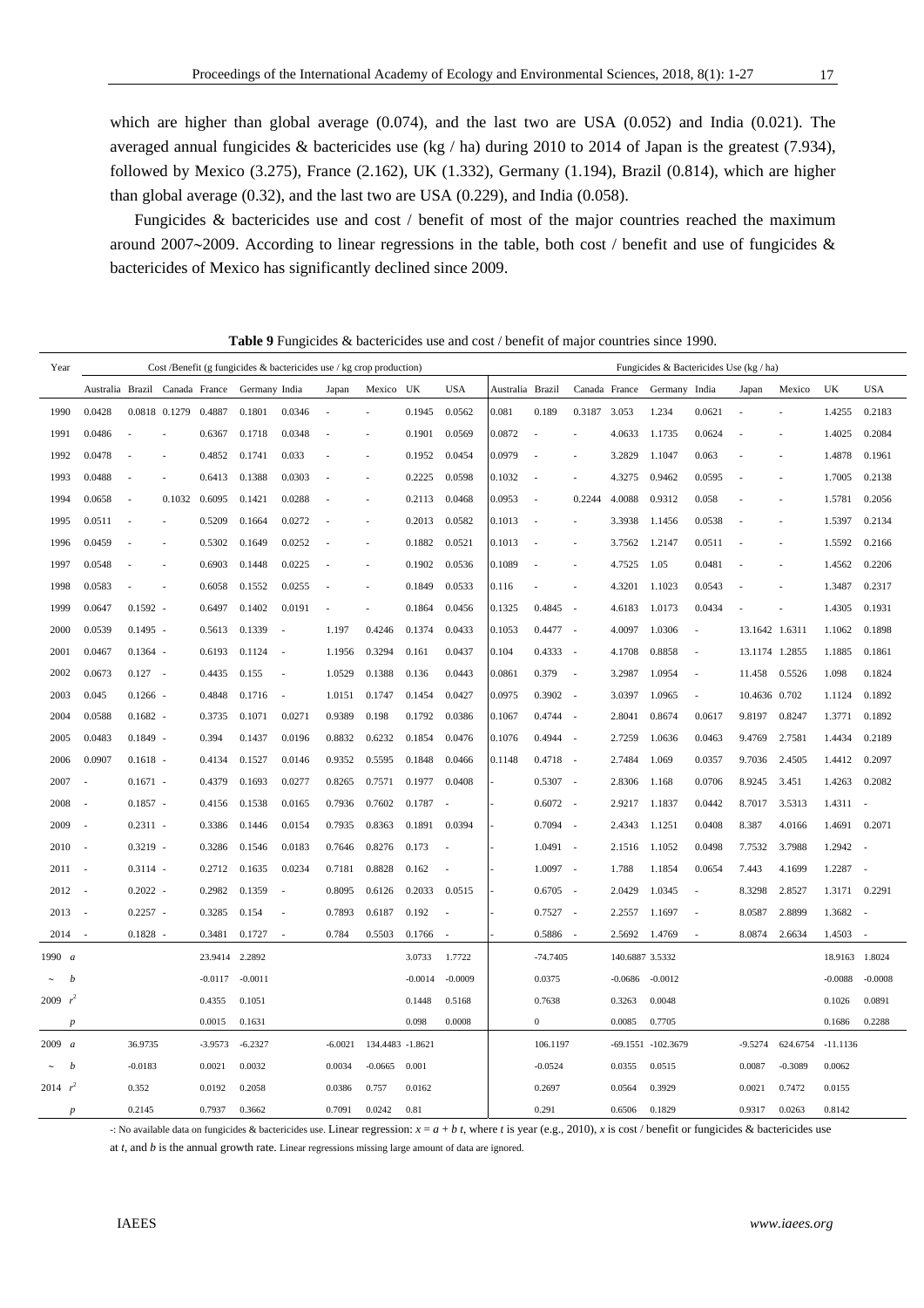which are higher than global average (0.074), and the last two are USA (0.052) and India (0.021). The averaged annual fungicides & bactericides use (kg / ha) during 2010 to 2014 of Japan is the greatest (7.934), followed by Mexico (3.275), France (2.162), UK (1.332), Germany (1.194), Brazil (0.814), which are higher than global average (0.32), and the last two are USA (0.229), and India (0.058).

Fungicides & bactericides use and cost / benefit of most of the major countries reached the maximum around 2007~2009. According to linear regressions in the table, both cost / benefit and use of fungicides & bactericides of Mexico has significantly declined since 2009.

**Table 9** Fungicides & bactericides use and cost / benefit of major countries since 1990.

| Year | | Cost /Benefit (g fungicides & bactericides use / kg crop production) | | | | | | | | | | | | | Fungicides & Bactericides Use (kg / ha) | | | | | | |
|---|---|---|---|---|---|---|---|---|---|---|---|---|---|---|---|---|---|---|---|---|---|
| | | Australia | Brazil | Canada | France | Germany | India | Japan | Mexico | UK | USA | Australia | Brazil | Canada | France | Germany | India | Japan | Mexico | UK | USA |
| 1990 | | 0.0428 | 0.0818 | 0.1279 | 0.4887 | 0.1801 | 0.0346 | - | - | 0.1945 | 0.0562 | 0.081 | 0.189 | 0.3187 | 3.053 | 1.234 | 0.0621 | - | - | 1.4255 | 0.2183 |
| 1991 | | 0.0486 | - | - | 0.6367 | 0.1718 | 0.0348 | - | - | 0.1901 | 0.0569 | 0.0872 | - | - | 4.0633 | 1.1735 | 0.0624 | - | - | 1.4025 | 0.2084 |
| 1992 | | 0.0478 | - | - | 0.4852 | 0.1741 | 0.033 | - | - | 0.1952 | 0.0454 | 0.0979 | - | - | 3.2829 | 1.1047 | 0.063 | - | - | 1.4878 | 0.1961 |
| 1993 | | 0.0488 | - | - | 0.6413 | 0.1388 | 0.0303 | - | - | 0.2225 | 0.0598 | 0.1032 | - | - | 4.3275 | 0.9462 | 0.0595 | - | - | 1.7005 | 0.2138 |
| 1994 | | 0.0658 | - | 0.1032 | 0.6095 | 0.1421 | 0.0288 | - | - | 0.2113 | 0.0468 | 0.0953 | - | 0.2244 | 4.0088 | 0.9312 | 0.058 | - | - | 1.5781 | 0.2056 |
| 1995 | | 0.0511 | - | - | 0.5209 | 0.1664 | 0.0272 | - | - | 0.2013 | 0.0582 | 0.1013 | - | - | 3.3938 | 1.1456 | 0.0538 | - | - | 1.5397 | 0.2134 |
| 1996 | | 0.0459 | - | - | 0.5302 | 0.1649 | 0.0252 | - | - | 0.1882 | 0.0521 | 0.1013 | - | - | 3.7562 | 1.2147 | 0.0511 | - | - | 1.5592 | 0.2166 |
| 1997 | | 0.0548 | - | - | 0.6903 | 0.1448 | 0.0225 | - | - | 0.1902 | 0.0536 | 0.1089 | - | - | 4.7525 | 1.05 | 0.0481 | - | - | 1.4562 | 0.2206 |
| 1998 | | 0.0583 | - | - | 0.6058 | 0.1552 | 0.0255 | - | - | 0.1849 | 0.0533 | 0.116 | - | - | 4.3201 | 1.1023 | 0.0543 | - | - | 1.3487 | 0.2317 |
| 1999 | | 0.0647 | 0.1592 | - | 0.6497 | 0.1402 | 0.0191 | - | - | 0.1864 | 0.0456 | 0.1325 | 0.4845 | - | 4.6183 | 1.0173 | 0.0434 | - | - | 1.4305 | 0.1931 |
| 2000 | | 0.0539 | 0.1495 | - | 0.5613 | 0.1339 | - | 1.197 | 0.4246 | 0.1374 | 0.0433 | 0.1053 | 0.4477 | - | 4.0097 | 1.0306 | - | 13.1642 | 1.6311 | 1.1062 | 0.1898 |
| 2001 | | 0.0467 | 0.1364 | - | 0.6193 | 0.1124 | - | 1.1956 | 0.3294 | 0.161 | 0.0437 | 0.104 | 0.4333 | - | 4.1708 | 0.8858 | - | 13.1174 | 1.2855 | 1.1885 | 0.1861 |
| 2002 | | 0.0673 | 0.127 | - | 0.4435 | 0.155 | - | 1.0529 | 0.1388 | 0.136 | 0.0443 | 0.0861 | 0.379 | - | 3.2987 | 1.0954 | - | 11.458 | 0.5526 | 1.098 | 0.1824 |
| 2003 | | 0.045 | 0.1266 | - | 0.4848 | 0.1716 | - | 1.0151 | 0.1747 | 0.1454 | 0.0427 | 0.0975 | 0.3902 | - | 3.0397 | 1.0965 | - | 10.4636 | 0.702 | 1.1124 | 0.1892 |
| 2004 | | 0.0588 | 0.1682 | - | 0.3735 | 0.1071 | 0.0271 | 0.9389 | 0.198 | 0.1792 | 0.0386 | 0.1067 | 0.4744 | - | 2.8041 | 0.8674 | 0.0617 | 9.8197 | 0.8247 | 1.3771 | 0.1892 |
| 2005 | | 0.0483 | 0.1849 | - | 0.394 | 0.1437 | 0.0196 | 0.8832 | 0.6232 | 0.1854 | 0.0476 | 0.1076 | 0.4944 | - | 2.7259 | 1.0636 | 0.0463 | 9.4769 | 2.7581 | 1.4434 | 0.2189 |
| 2006 | | 0.0907 | 0.1618 | - | 0.4134 | 0.1527 | 0.0146 | 0.9352 | 0.5595 | 0.1848 | 0.0466 | 0.1148 | 0.4718 | - | 2.7484 | 1.069 | 0.0357 | 9.7036 | 2.4505 | 1.4412 | 0.2097 |
| 2007 | | - | 0.1671 | - | 0.4379 | 0.1693 | 0.0277 | 0.8265 | 0.7571 | 0.1977 | 0.0408 | - | 0.5307 | - | 2.8306 | 1.168 | 0.0706 | 8.9245 | 3.451 | 1.4263 | 0.2082 |
| 2008 | | - | 0.1857 | - | 0.4156 | 0.1538 | 0.0165 | 0.7936 | 0.7602 | 0.1787 | - | - | 0.6072 | - | 2.9217 | 1.1837 | 0.0442 | 8.7017 | 3.5313 | 1.4311 | - |
| 2009 | | - | 0.2311 | - | 0.3386 | 0.1446 | 0.0154 | 0.7935 | 0.8363 | 0.1891 | 0.0394 | - | 0.7094 | - | 2.4343 | 1.1251 | 0.0408 | 8.387 | 4.0166 | 1.4691 | 0.2071 |
| 2010 | | - | 0.3219 | - | 0.3286 | 0.1546 | 0.0183 | 0.7646 | 0.8276 | 0.173 | - | - | 1.0491 | - | 2.1516 | 1.1052 | 0.0498 | 7.7532 | 3.7988 | 1.2942 | - |
| 2011 | | - | 0.3114 | - | 0.2712 | 0.1635 | 0.0234 | 0.7181 | 0.8828 | 0.162 | - | - | 1.0097 | - | 1.788 | 1.1854 | 0.0654 | 7.443 | 4.1699 | 1.2287 | - |
| 2012 | | - | 0.2022 | - | 0.2982 | 0.1359 | - | 0.8095 | 0.6126 | 0.2033 | 0.0515 | - | 0.6705 | - | 2.0429 | 1.0345 | - | 8.3298 | 2.8527 | 1.3171 | 0.2291 |
| 2013 | | - | 0.2257 | - | 0.3285 | 0.154 | - | 0.7893 | 0.6187 | 0.192 | - | - | 0.7527 | - | 2.2557 | 1.1697 | - | 8.0587 | 2.8899 | 1.3682 | - |
| 2014 | | - | 0.1828 | - | 0.3481 | 0.1727 | - | 0.784 | 0.5503 | 0.1766 | - | - | 0.5886 | - | 2.5692 | 1.4769 | - | 8.0874 | 2.6634 | 1.4503 | - |
| 1990 ~ 2009 | $a$ | | | | 23.9414 | 2.2892 | | | | 3.0733 | 1.7722 | | -74.7405 | | 140.6887 | 3.5332 | | | | 18.9163 | 1.8024 |
| | $b$ | | | | -0.0117 | -0.0011 | | | | -0.0014 | -0.0009 | | 0.0375 | | -0.0686 | -0.0012 | | | | -0.0088 | -0.0008 |
| | $r^2$ | | | | 0.4355 | 0.1051 | | | | 0.1448 | 0.5168 | | 0.7638 | | 0.3263 | 0.0048 | | | | 0.1026 | 0.0891 |
| | $p$ | | | | 0.0015 | 0.1631 | | | | 0.098 | 0.0008 | | 0 | | 0.0085 | 0.7705 | | | | 0.1686 | 0.2288 |
| 2009 ~ 2014 | $a$ | | 36.9735 | | -3.9573 | -6.2327 | | -6.0021 | 134.4483 | -1.8621 | | | 106.1197 | | -69.1551 | -102.3679 | | -9.5274 | 624.6754 | -11.1136 | |
| | $b$ | | -0.0183 | | 0.0021 | 0.0032 | | 0.0034 | -0.0665 | 0.001 | | | -0.0524 | | 0.0355 | 0.0515 | | 0.0087 | -0.3089 | 0.0062 | |
| | $r^2$ | | 0.352 | | 0.0192 | 0.2058 | | 0.0386 | 0.757 | 0.0162 | | | 0.2697 | | 0.0564 | 0.3929 | | 0.0021 | 0.7472 | 0.0155 | |
| | $p$ | | 0.2145 | | 0.7937 | 0.3662 | | 0.7091 | 0.0242 | 0.81 | | | 0.291 | | 0.6506 | 0.1829 | | 0.9317 | 0.0263 | 0.8142 | |

-: No available data on fungicides & bactericides use. Linear regression: $x = a + b\, t$, where $t$ is year (e.g., 2010), $x$ is cost / benefit or fungicides & bactericides use at $t$, and $b$ is the annual growth rate. Linear regressions missing large amount of data are ignored.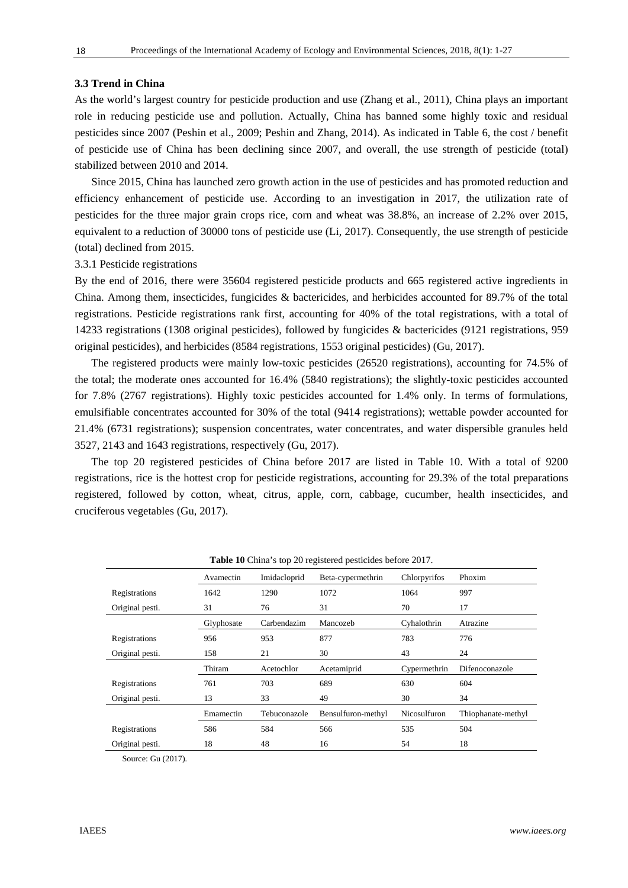### 3.3 Trend in China

As the world's largest country for pesticide production and use (Zhang et al., 2011), China plays an important role in reducing pesticide use and pollution. Actually, China has banned some highly toxic and residual pesticides since 2007 (Peshin et al., 2009; Peshin and Zhang, 2014). As indicated in Table 6, the cost / benefit of pesticide use of China has been declining since 2007, and overall, the use strength of pesticide (total) stabilized between 2010 and 2014.

Since 2015, China has launched zero growth action in the use of pesticides and has promoted reduction and efficiency enhancement of pesticide use. According to an investigation in 2017, the utilization rate of pesticides for the three major grain crops rice, corn and wheat was 38.8%, an increase of 2.2% over 2015, equivalent to a reduction of 30000 tons of pesticide use (Li, 2017). Consequently, the use strength of pesticide (total) declined from 2015.

3.3.1 Pesticide registrations

By the end of 2016, there were 35604 registered pesticide products and 665 registered active ingredients in China. Among them, insecticides, fungicides & bactericides, and herbicides accounted for 89.7% of the total registrations. Pesticide registrations rank first, accounting for 40% of the total registrations, with a total of 14233 registrations (1308 original pesticides), followed by fungicides & bactericides (9121 registrations, 959 original pesticides), and herbicides (8584 registrations, 1553 original pesticides) (Gu, 2017).

The registered products were mainly low-toxic pesticides (26520 registrations), accounting for 74.5% of the total; the moderate ones accounted for 16.4% (5840 registrations); the slightly-toxic pesticides accounted for 7.8% (2767 registrations). Highly toxic pesticides accounted for 1.4% only. In terms of formulations, emulsifiable concentrates accounted for 30% of the total (9414 registrations); wettable powder accounted for 21.4% (6731 registrations); suspension concentrates, water concentrates, and water dispersible granules held 3527, 2143 and 1643 registrations, respectively (Gu, 2017).

The top 20 registered pesticides of China before 2017 are listed in Table 10. With a total of 9200 registrations, rice is the hottest crop for pesticide registrations, accounting for 29.3% of the total preparations registered, followed by cotton, wheat, citrus, apple, corn, cabbage, cucumber, health insecticides, and cruciferous vegetables (Gu, 2017).

**Table 10** China's top 20 registered pesticides before 2017.

| | Avamectin | Imidacloprid | Beta-cypermethrin | Chlorpyrifos | Phoxim |
|---|---|---|---|---|---|
| Registrations | 1642 | 1290 | 1072 | 1064 | 997 |
| Original pesti. | 31 | 76 | 31 | 70 | 17 |
| | Glyphosate | Carbendazim | Mancozeb | Cyhalothrin | Atrazine |
| Registrations | 956 | 953 | 877 | 783 | 776 |
| Original pesti. | 158 | 21 | 30 | 43 | 24 |
| | Thiram | Acetochlor | Acetamiprid | Cypermethrin | Difenoconazole |
| Registrations | 761 | 703 | 689 | 630 | 604 |
| Original pesti. | 13 | 33 | 49 | 30 | 34 |
| | Emamectin | Tebuconazole | Bensulfuron-methyl | Nicosulfuron | Thiophanate-methyl |
| Registrations | 586 | 584 | 566 | 535 | 504 |
| Original pesti. | 18 | 48 | 16 | 54 | 18 |

Source: Gu (2017).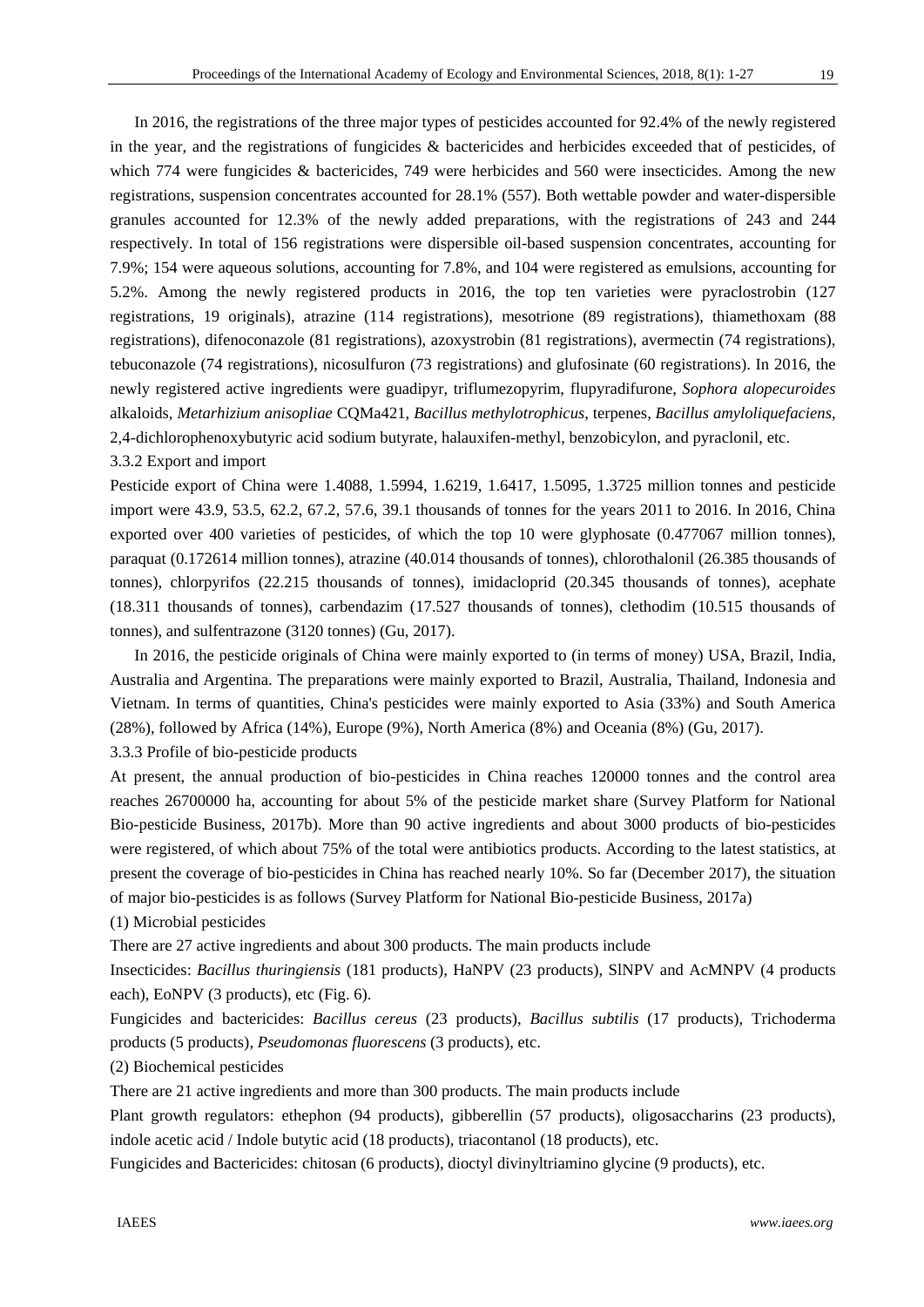In 2016, the registrations of the three major types of pesticides accounted for 92.4% of the newly registered in the year, and the registrations of fungicides & bactericides and herbicides exceeded that of pesticides, of which 774 were fungicides & bactericides, 749 were herbicides and 560 were insecticides. Among the new registrations, suspension concentrates accounted for 28.1% (557). Both wettable powder and water-dispersible granules accounted for 12.3% of the newly added preparations, with the registrations of 243 and 244 respectively. In total of 156 registrations were dispersible oil-based suspension concentrates, accounting for 7.9%; 154 were aqueous solutions, accounting for 7.8%, and 104 were registered as emulsions, accounting for 5.2%. Among the newly registered products in 2016, the top ten varieties were pyraclostrobin (127 registrations, 19 originals), atrazine (114 registrations), mesotrione (89 registrations), thiamethoxam (88 registrations), difenoconazole (81 registrations), azoxystrobin (81 registrations), avermectin (74 registrations), tebuconazole (74 registrations), nicosulfuron (73 registrations) and glufosinate (60 registrations). In 2016, the newly registered active ingredients were guadipyr, triflumezopyrim, flupyradifurone, *Sophora alopecuroides* alkaloids, *Metarhizium anisopliae* CQMa421, *Bacillus methylotrophicus*, terpenes, *Bacillus amyloliquefaciens*, 2,4-dichlorophenoxybutyric acid sodium butyrate, halauxifen-methyl, benzobicylon, and pyraclonil, etc.

### 3.3.2 Export and import

Pesticide export of China were 1.4088, 1.5994, 1.6219, 1.6417, 1.5095, 1.3725 million tonnes and pesticide import were 43.9, 53.5, 62.2, 67.2, 57.6, 39.1 thousands of tonnes for the years 2011 to 2016. In 2016, China exported over 400 varieties of pesticides, of which the top 10 were glyphosate (0.477067 million tonnes), paraquat (0.172614 million tonnes), atrazine (40.014 thousands of tonnes), chlorothalonil (26.385 thousands of tonnes), chlorpyrifos (22.215 thousands of tonnes), imidacloprid (20.345 thousands of tonnes), acephate (18.311 thousands of tonnes), carbendazim (17.527 thousands of tonnes), clethodim (10.515 thousands of tonnes), and sulfentrazone (3120 tonnes) (Gu, 2017).

In 2016, the pesticide originals of China were mainly exported to (in terms of money) USA, Brazil, India, Australia and Argentina. The preparations were mainly exported to Brazil, Australia, Thailand, Indonesia and Vietnam. In terms of quantities, China's pesticides were mainly exported to Asia (33%) and South America (28%), followed by Africa (14%), Europe (9%), North America (8%) and Oceania (8%) (Gu, 2017).

### 3.3.3 Profile of bio-pesticide products

At present, the annual production of bio-pesticides in China reaches 120000 tonnes and the control area reaches 26700000 ha, accounting for about 5% of the pesticide market share (Survey Platform for National Bio-pesticide Business, 2017b). More than 90 active ingredients and about 3000 products of bio-pesticides were registered, of which about 75% of the total were antibiotics products. According to the latest statistics, at present the coverage of bio-pesticides in China has reached nearly 10%. So far (December 2017), the situation of major bio-pesticides is as follows (Survey Platform for National Bio-pesticide Business, 2017a)

(1) Microbial pesticides

There are 27 active ingredients and about 300 products. The main products include

Insecticides: *Bacillus thuringiensis* (181 products), HaNPV (23 products), SlNPV and AcMNPV (4 products each), EoNPV (3 products), etc (Fig. 6).

Fungicides and bactericides: *Bacillus cereus* (23 products), *Bacillus subtilis* (17 products), Trichoderma products (5 products), *Pseudomonas fluorescens* (3 products), etc.

(2) Biochemical pesticides

There are 21 active ingredients and more than 300 products. The main products include

Plant growth regulators: ethephon (94 products), gibberellin (57 products), oligosaccharins (23 products), indole acetic acid / Indole butytic acid (18 products), triacontanol (18 products), etc.

Fungicides and Bactericides: chitosan (6 products), dioctyl divinyltriamino glycine (9 products), etc.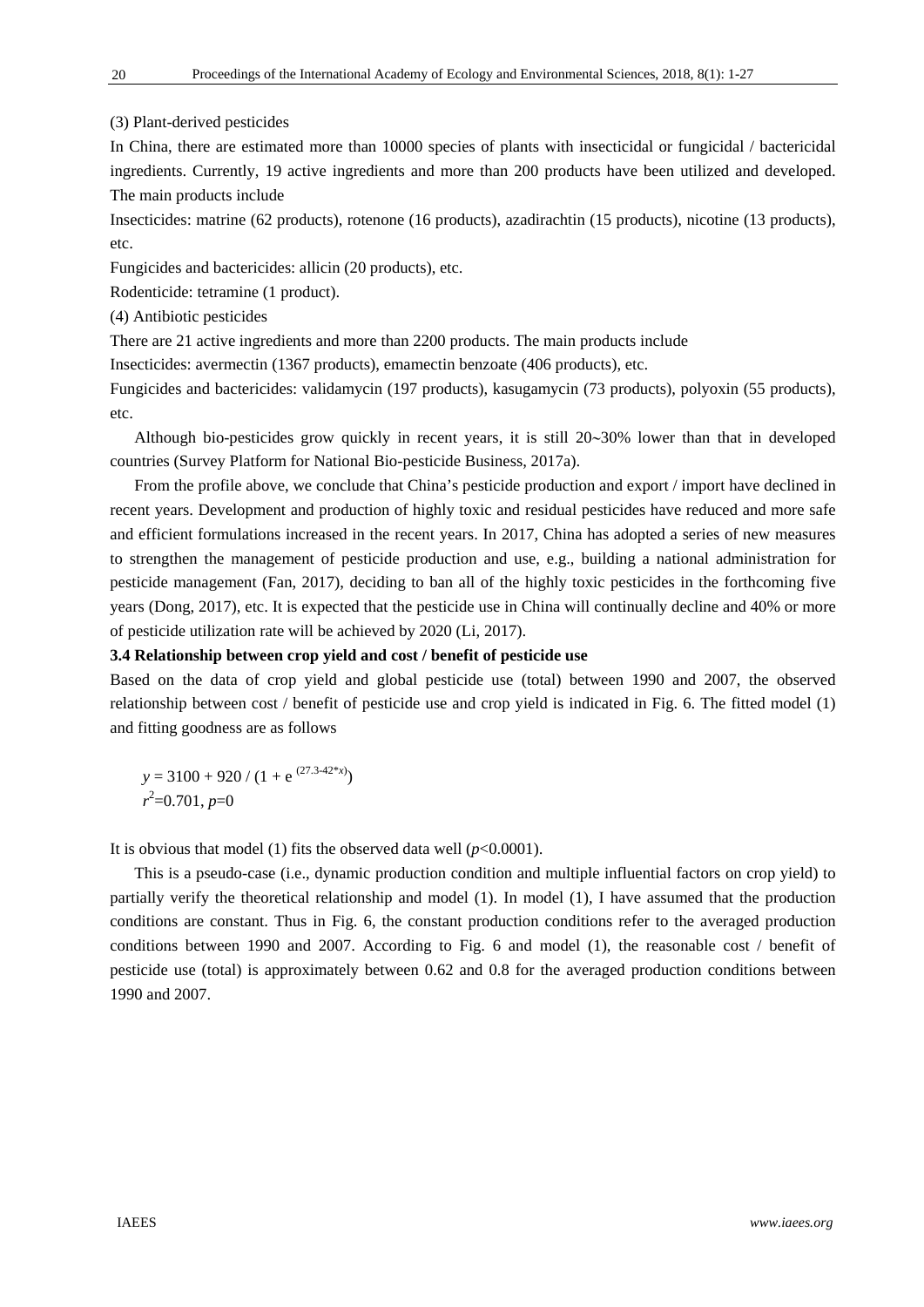(3) Plant-derived pesticides

In China, there are estimated more than 10000 species of plants with insecticidal or fungicidal / bactericidal ingredients. Currently, 19 active ingredients and more than 200 products have been utilized and developed. The main products include

Insecticides: matrine (62 products), rotenone (16 products), azadirachtin (15 products), nicotine (13 products), etc.

Fungicides and bactericides: allicin (20 products), etc.

Rodenticide: tetramine (1 product).

(4) Antibiotic pesticides

There are 21 active ingredients and more than 2200 products. The main products include

Insecticides: avermectin (1367 products), emamectin benzoate (406 products), etc.

Fungicides and bactericides: validamycin (197 products), kasugamycin (73 products), polyoxin (55 products), etc.

Although bio-pesticides grow quickly in recent years, it is still 20~30% lower than that in developed countries (Survey Platform for National Bio-pesticide Business, 2017a).

From the profile above, we conclude that China's pesticide production and export / import have declined in recent years. Development and production of highly toxic and residual pesticides have reduced and more safe and efficient formulations increased in the recent years. In 2017, China has adopted a series of new measures to strengthen the management of pesticide production and use, e.g., building a national administration for pesticide management (Fan, 2017), deciding to ban all of the highly toxic pesticides in the forthcoming five years (Dong, 2017), etc. It is expected that the pesticide use in China will continually decline and 40% or more of pesticide utilization rate will be achieved by 2020 (Li, 2017).

### 3.4 Relationship between crop yield and cost / benefit of pesticide use

Based on the data of crop yield and global pesticide use (total) between 1990 and 2007, the observed relationship between cost / benefit of pesticide use and crop yield is indicated in Fig. 6. The fitted model (1) and fitting goodness are as follows

$$y = 3100 + 920 / (1 + e^{(27.3-42*x)})$$

$$r^2=0.701,\ p=0$$

It is obvious that model (1) fits the observed data well ($p<0.0001$).

This is a pseudo-case (i.e., dynamic production condition and multiple influential factors on crop yield) to partially verify the theoretical relationship and model (1). In model (1), I have assumed that the production conditions are constant. Thus in Fig. 6, the constant production conditions refer to the averaged production conditions between 1990 and 2007. According to Fig. 6 and model (1), the reasonable cost / benefit of pesticide use (total) is approximately between 0.62 and 0.8 for the averaged production conditions between 1990 and 2007.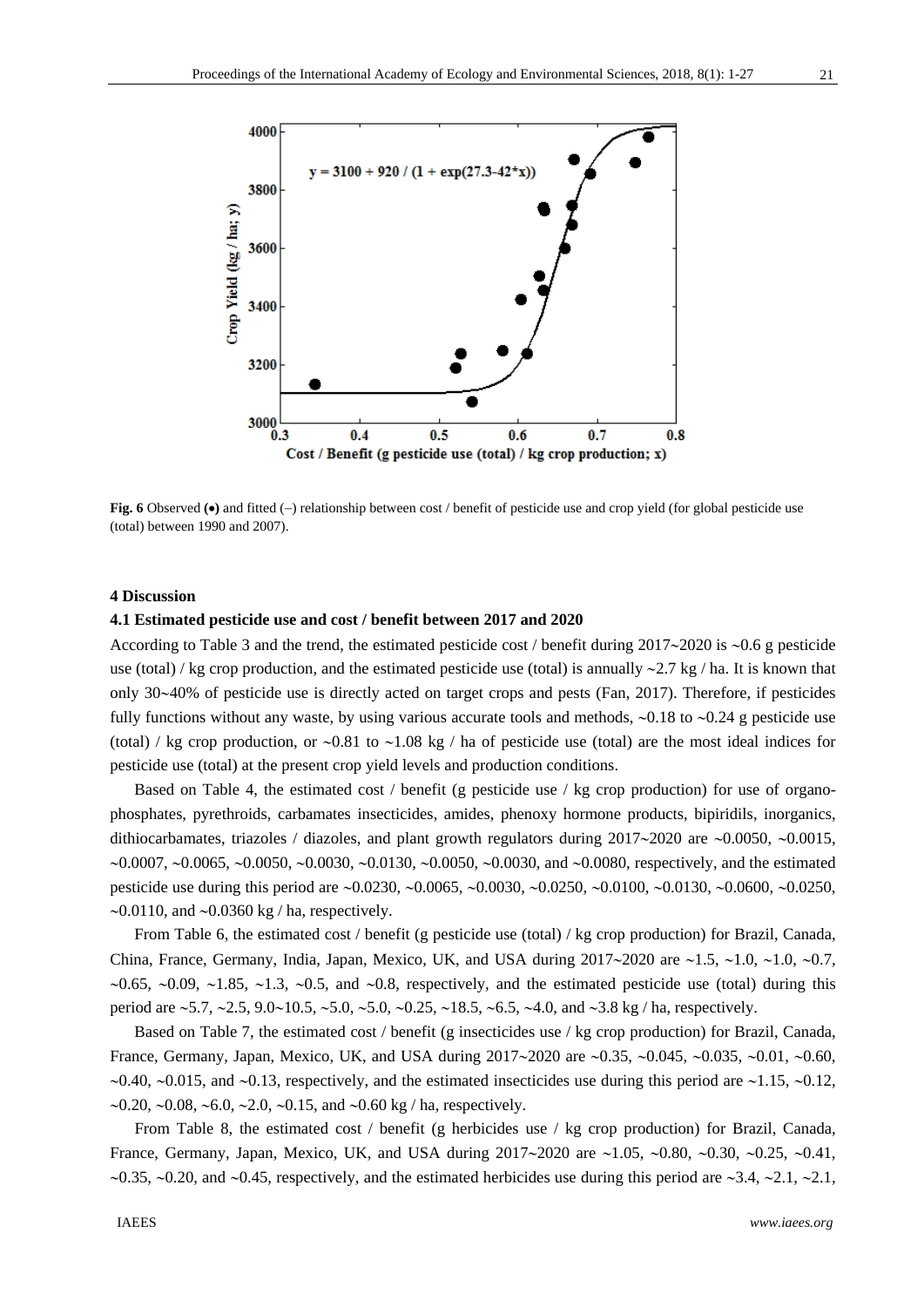**Fig. 6** Observed (●) and fitted (–) relationship between cost / benefit of pesticide use and crop yield (for global pesticide use (total) between 1990 and 2007).

## 4 Discussion

### 4.1 Estimated pesticide use and cost / benefit between 2017 and 2020

According to Table 3 and the trend, the estimated pesticide cost / benefit during 2017~2020 is ~0.6 g pesticide use (total) / kg crop production, and the estimated pesticide use (total) is annually ~2.7 kg / ha. It is known that only 30~40% of pesticide use is directly acted on target crops and pests (Fan, 2017). Therefore, if pesticides fully functions without any waste, by using various accurate tools and methods, ~0.18 to ~0.24 g pesticide use (total) / kg crop production, or ~0.81 to ~1.08 kg / ha of pesticide use (total) are the most ideal indices for pesticide use (total) at the present crop yield levels and production conditions.

Based on Table 4, the estimated cost / benefit (g pesticide use / kg crop production) for use of organophosphates, pyrethroids, carbamates insecticides, amides, phenoxy hormone products, bipiridils, inorganics, dithiocarbamates, triazoles / diazoles, and plant growth regulators during 2017~2020 are ~0.0050, ~0.0015, ~0.0007, ~0.0065, ~0.0050, ~0.0030, ~0.0130, ~0.0050, ~0.0030, and ~0.0080, respectively, and the estimated pesticide use during this period are ~0.0230, ~0.0065, ~0.0030, ~0.0250, ~0.0100, ~0.0130, ~0.0600, ~0.0250, ~0.0110, and ~0.0360 kg / ha, respectively.

From Table 6, the estimated cost / benefit (g pesticide use (total) / kg crop production) for Brazil, Canada, China, France, Germany, India, Japan, Mexico, UK, and USA during 2017~2020 are ~1.5, ~1.0, ~1.0, ~0.7, ~0.65, ~0.09, ~1.85, ~1.3, ~0.5, and ~0.8, respectively, and the estimated pesticide use (total) during this period are ~5.7, ~2.5, 9.0~10.5, ~5.0, ~5.0, ~0.25, ~18.5, ~6.5, ~4.0, and ~3.8 kg / ha, respectively.

Based on Table 7, the estimated cost / benefit (g insecticides use / kg crop production) for Brazil, Canada, France, Germany, Japan, Mexico, UK, and USA during 2017~2020 are ~0.35, ~0.045, ~0.035, ~0.01, ~0.60, ~0.40, ~0.015, and ~0.13, respectively, and the estimated insecticides use during this period are ~1.15, ~0.12, ~0.20, ~0.08, ~6.0, ~2.0, ~0.15, and ~0.60 kg / ha, respectively.

From Table 8, the estimated cost / benefit (g herbicides use / kg crop production) for Brazil, Canada, France, Germany, Japan, Mexico, UK, and USA during 2017~2020 are ~1.05, ~0.80, ~0.30, ~0.25, ~0.41, ~0.35, ~0.20, and ~0.45, respectively, and the estimated herbicides use during this period are ~3.4, ~2.1, ~2.1,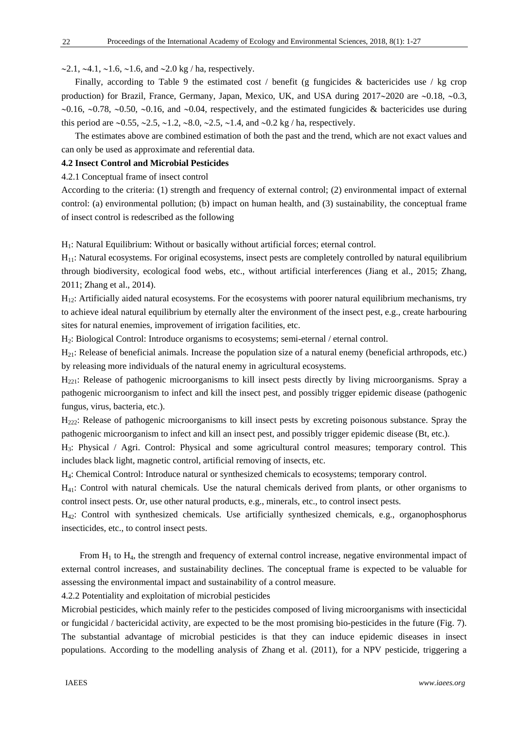~2.1, ~4.1, ~1.6, ~1.6, and ~2.0 kg / ha, respectively.

Finally, according to Table 9 the estimated cost / benefit (g fungicides & bactericides use / kg crop production) for Brazil, France, Germany, Japan, Mexico, UK, and USA during 2017~2020 are ~0.18, ~0.3, ~0.16, ~0.78, ~0.50, ~0.16, and ~0.04, respectively, and the estimated fungicides & bactericides use during this period are ~0.55, ~2.5, ~1.2, ~8.0, ~2.5, ~1.4, and ~0.2 kg / ha, respectively.

The estimates above are combined estimation of both the past and the trend, which are not exact values and can only be used as approximate and referential data.

### 4.2 Insect Control and Microbial Pesticides

#### 4.2.1 Conceptual frame of insect control

According to the criteria: (1) strength and frequency of external control; (2) environmental impact of external control: (a) environmental pollution; (b) impact on human health, and (3) sustainability, the conceptual frame of insect control is redescribed as the following

$H_1$: Natural Equilibrium: Without or basically without artificial forces; eternal control.

$H_{11}$: Natural ecosystems. For original ecosystems, insect pests are completely controlled by natural equilibrium through biodiversity, ecological food webs, etc., without artificial interferences (Jiang et al., 2015; Zhang, 2011; Zhang et al., 2014).

$H_{12}$: Artificially aided natural ecosystems. For the ecosystems with poorer natural equilibrium mechanisms, try to achieve ideal natural equilibrium by eternally alter the environment of the insect pest, e.g., create harbouring sites for natural enemies, improvement of irrigation facilities, etc.

$H_2$: Biological Control: Introduce organisms to ecosystems; semi-eternal / eternal control.

$H_{21}$: Release of beneficial animals. Increase the population size of a natural enemy (beneficial arthropods, etc.) by releasing more individuals of the natural enemy in agricultural ecosystems.

$H_{221}$: Release of pathogenic microorganisms to kill insect pests directly by living microorganisms. Spray a pathogenic microorganism to infect and kill the insect pest, and possibly trigger epidemic disease (pathogenic fungus, virus, bacteria, etc.).

$H_{222}$: Release of pathogenic microorganisms to kill insect pests by excreting poisonous substance. Spray the pathogenic microorganism to infect and kill an insect pest, and possibly trigger epidemic disease (Bt, etc.).

$H_3$: Physical / Agri. Control: Physical and some agricultural control measures; temporary control. This includes black light, magnetic control, artificial removing of insects, etc.

$H_4$: Chemical Control: Introduce natural or synthesized chemicals to ecosystems; temporary control.

$H_{41}$: Control with natural chemicals. Use the natural chemicals derived from plants, or other organisms to control insect pests. Or, use other natural products, e.g., minerals, etc., to control insect pests.

$H_{42}$: Control with synthesized chemicals. Use artificially synthesized chemicals, e.g., organophosphorus insecticides, etc., to control insect pests.

From $H_1$ to $H_4$, the strength and frequency of external control increase, negative environmental impact of external control increases, and sustainability declines. The conceptual frame is expected to be valuable for assessing the environmental impact and sustainability of a control measure.

#### 4.2.2 Potentiality and exploitation of microbial pesticides

Microbial pesticides, which mainly refer to the pesticides composed of living microorganisms with insecticidal or fungicidal / bactericidal activity, are expected to be the most promising bio-pesticides in the future (Fig. 7). The substantial advantage of microbial pesticides is that they can induce epidemic diseases in insect populations. According to the modelling analysis of Zhang et al. (2011), for a NPV pesticide, triggering a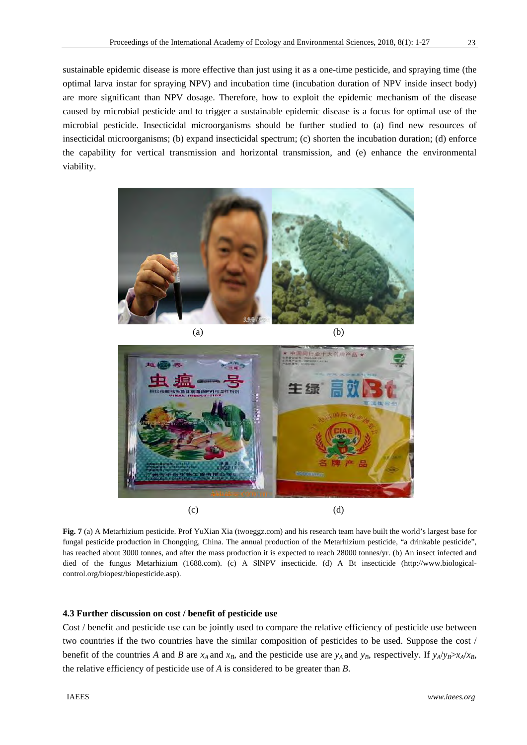sustainable epidemic disease is more effective than just using it as a one-time pesticide, and spraying time (the optimal larva instar for spraying NPV) and incubation time (incubation duration of NPV inside insect body) are more significant than NPV dosage. Therefore, how to exploit the epidemic mechanism of the disease caused by microbial pesticide and to trigger a sustainable epidemic disease is a focus for optimal use of the microbial pesticide. Insecticidal microorganisms should be further studied to (a) find new resources of insecticidal microorganisms; (b) expand insecticidal spectrum; (c) shorten the incubation duration; (d) enforce the capability for vertical transmission and horizontal transmission, and (e) enhance the environmental viability.

**Fig. 7** (a) A Metarhizium pesticide. Prof YuXian Xia (twoeggz.com) and his research team have built the world's largest base for fungal pesticide production in Chongqing, China. The annual production of the Metarhizium pesticide, "a drinkable pesticide", has reached about 3000 tonnes, and after the mass production it is expected to reach 28000 tonnes/yr. (b) An insect infected and died of the fungus Metarhizium (1688.com). (c) A SlNPV insecticide. (d) A Bt insecticide (http://www.biological-control.org/biopest/biopesticide.asp).

### 4.3 Further discussion on cost / benefit of pesticide use

Cost / benefit and pesticide use can be jointly used to compare the relative efficiency of pesticide use between two countries if the two countries have the similar composition of pesticides to be used. Suppose the cost / benefit of the countries *A* and *B* are $x_A$ and $x_B$, and the pesticide use are $y_A$ and $y_B$, respectively. If $y_A/y_B > x_A/x_B$, the relative efficiency of pesticide use of *A* is considered to be greater than *B*.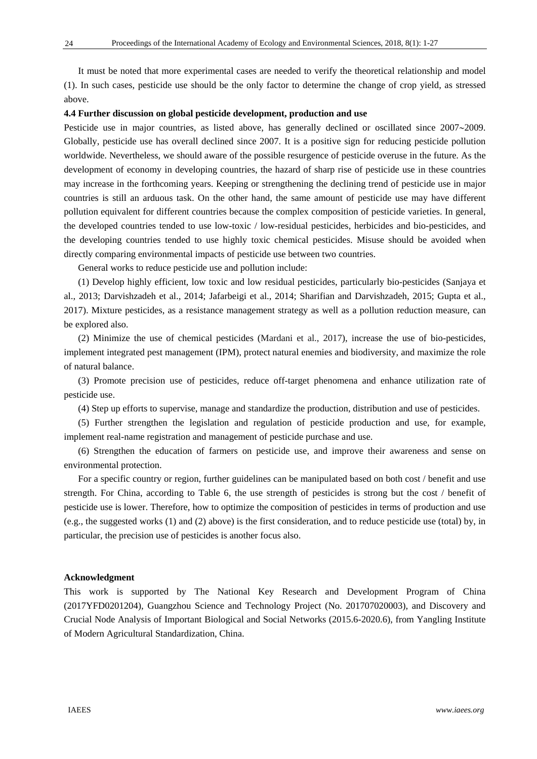It must be noted that more experimental cases are needed to verify the theoretical relationship and model (1). In such cases, pesticide use should be the only factor to determine the change of crop yield, as stressed above.

### 4.4 Further discussion on global pesticide development, production and use

Pesticide use in major countries, as listed above, has generally declined or oscillated since 2007~2009. Globally, pesticide use has overall declined since 2007. It is a positive sign for reducing pesticide pollution worldwide. Nevertheless, we should aware of the possible resurgence of pesticide overuse in the future. As the development of economy in developing countries, the hazard of sharp rise of pesticide use in these countries may increase in the forthcoming years. Keeping or strengthening the declining trend of pesticide use in major countries is still an arduous task. On the other hand, the same amount of pesticide use may have different pollution equivalent for different countries because the complex composition of pesticide varieties. In general, the developed countries tended to use low-toxic / low-residual pesticides, herbicides and bio-pesticides, and the developing countries tended to use highly toxic chemical pesticides. Misuse should be avoided when directly comparing environmental impacts of pesticide use between two countries.

General works to reduce pesticide use and pollution include:

(1) Develop highly efficient, low toxic and low residual pesticides, particularly bio-pesticides (Sanjaya et al., 2013; Darvishzadeh et al., 2014; Jafarbeigi et al., 2014; Sharifian and Darvishzadeh, 2015; Gupta et al., 2017). Mixture pesticides, as a resistance management strategy as well as a pollution reduction measure, can be explored also.

(2) Minimize the use of chemical pesticides (Mardani et al., 2017), increase the use of bio-pesticides, implement integrated pest management (IPM), protect natural enemies and biodiversity, and maximize the role of natural balance.

(3) Promote precision use of pesticides, reduce off-target phenomena and enhance utilization rate of pesticide use.

(4) Step up efforts to supervise, manage and standardize the production, distribution and use of pesticides.

(5) Further strengthen the legislation and regulation of pesticide production and use, for example, implement real-name registration and management of pesticide purchase and use.

(6) Strengthen the education of farmers on pesticide use, and improve their awareness and sense on environmental protection.

For a specific country or region, further guidelines can be manipulated based on both cost / benefit and use strength. For China, according to Table 6, the use strength of pesticides is strong but the cost / benefit of pesticide use is lower. Therefore, how to optimize the composition of pesticides in terms of production and use (e.g., the suggested works (1) and (2) above) is the first consideration, and to reduce pesticide use (total) by, in particular, the precision use of pesticides is another focus also.

### Acknowledgment

This work is supported by The National Key Research and Development Program of China (2017YFD0201204), Guangzhou Science and Technology Project (No. 201707020003), and Discovery and Crucial Node Analysis of Important Biological and Social Networks (2015.6-2020.6), from Yangling Institute of Modern Agricultural Standardization, China.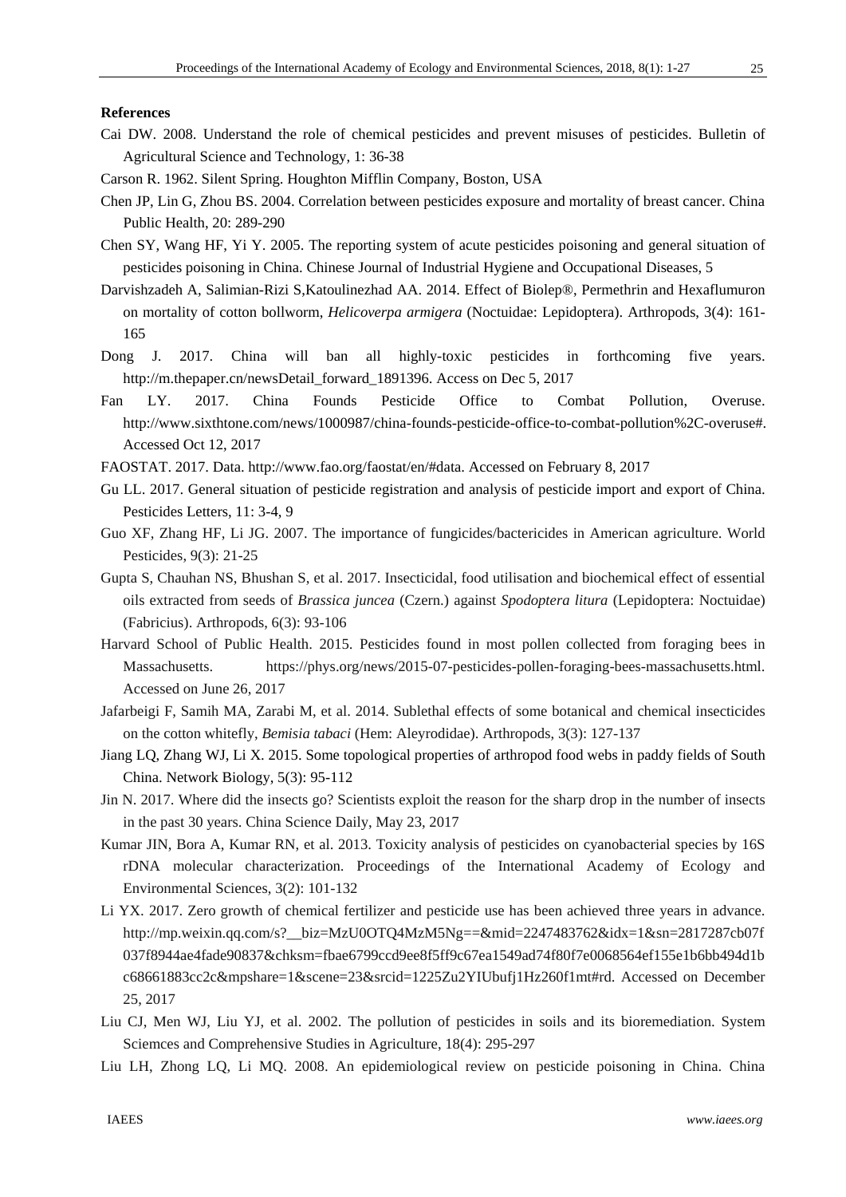**References**

Cai DW. 2008. Understand the role of chemical pesticides and prevent misuses of pesticides. Bulletin of Agricultural Science and Technology, 1: 36-38

Carson R. 1962. Silent Spring. Houghton Mifflin Company, Boston, USA

Chen JP, Lin G, Zhou BS. 2004. Correlation between pesticides exposure and mortality of breast cancer. China Public Health, 20: 289-290

Chen SY, Wang HF, Yi Y. 2005. The reporting system of acute pesticides poisoning and general situation of pesticides poisoning in China. Chinese Journal of Industrial Hygiene and Occupational Diseases, 5

Darvishzadeh A, Salimian-Rizi S,Katoulinezhad AA. 2014. Effect of Biolep®, Permethrin and Hexaflumuron on mortality of cotton bollworm, *Helicoverpa armigera* (Noctuidae: Lepidoptera). Arthropods, 3(4): 161-165

Dong J. 2017. China will ban all highly-toxic pesticides in forthcoming five years. http://m.thepaper.cn/newsDetail_forward_1891396. Access on Dec 5, 2017

Fan LY. 2017. China Founds Pesticide Office to Combat Pollution, Overuse. http://www.sixthtone.com/news/1000987/china-founds-pesticide-office-to-combat-pollution%2C-overuse#. Accessed Oct 12, 2017

FAOSTAT. 2017. Data. http://www.fao.org/faostat/en/#data. Accessed on February 8, 2017

Gu LL. 2017. General situation of pesticide registration and analysis of pesticide import and export of China. Pesticides Letters, 11: 3-4, 9

Guo XF, Zhang HF, Li JG. 2007. The importance of fungicides/bactericides in American agriculture. World Pesticides, 9(3): 21-25

Gupta S, Chauhan NS, Bhushan S, et al. 2017. Insecticidal, food utilisation and biochemical effect of essential oils extracted from seeds of *Brassica juncea* (Czern.) against *Spodoptera litura* (Lepidoptera: Noctuidae) (Fabricius). Arthropods, 6(3): 93-106

Harvard School of Public Health. 2015. Pesticides found in most pollen collected from foraging bees in Massachusetts. https://phys.org/news/2015-07-pesticides-pollen-foraging-bees-massachusetts.html. Accessed on June 26, 2017

Jafarbeigi F, Samih MA, Zarabi M, et al. 2014. Sublethal effects of some botanical and chemical insecticides on the cotton whitefly, *Bemisia tabaci* (Hem: Aleyrodidae). Arthropods, 3(3): 127-137

Jiang LQ, Zhang WJ, Li X. 2015. Some topological properties of arthropod food webs in paddy fields of South China. Network Biology, 5(3): 95-112

Jin N. 2017. Where did the insects go? Scientists exploit the reason for the sharp drop in the number of insects in the past 30 years. China Science Daily, May 23, 2017

Kumar JIN, Bora A, Kumar RN, et al. 2013. Toxicity analysis of pesticides on cyanobacterial species by 16S rDNA molecular characterization. Proceedings of the International Academy of Ecology and Environmental Sciences, 3(2): 101-132

Li YX. 2017. Zero growth of chemical fertilizer and pesticide use has been achieved three years in advance. http://mp.weixin.qq.com/s?__biz=MzU0OTQ4MzM5Ng==&mid=2247483762&idx=1&sn=2817287cb07f037f8944ae4fade90837&chksm=fbae6799ccd9ee8f5ff9c67ea1549ad74f80f7e0068564ef155e1b6bb494d1bc68661883cc2c&mpshare=1&scene=23&srcid=1225Zu2YIUbufj1Hz260f1mt#rd. Accessed on December 25, 2017

Liu CJ, Men WJ, Liu YJ, et al. 2002. The pollution of pesticides in soils and its bioremediation. System Sciemces and Comprehensive Studies in Agriculture, 18(4): 295-297

Liu LH, Zhong LQ, Li MQ. 2008. An epidemiological review on pesticide poisoning in China. China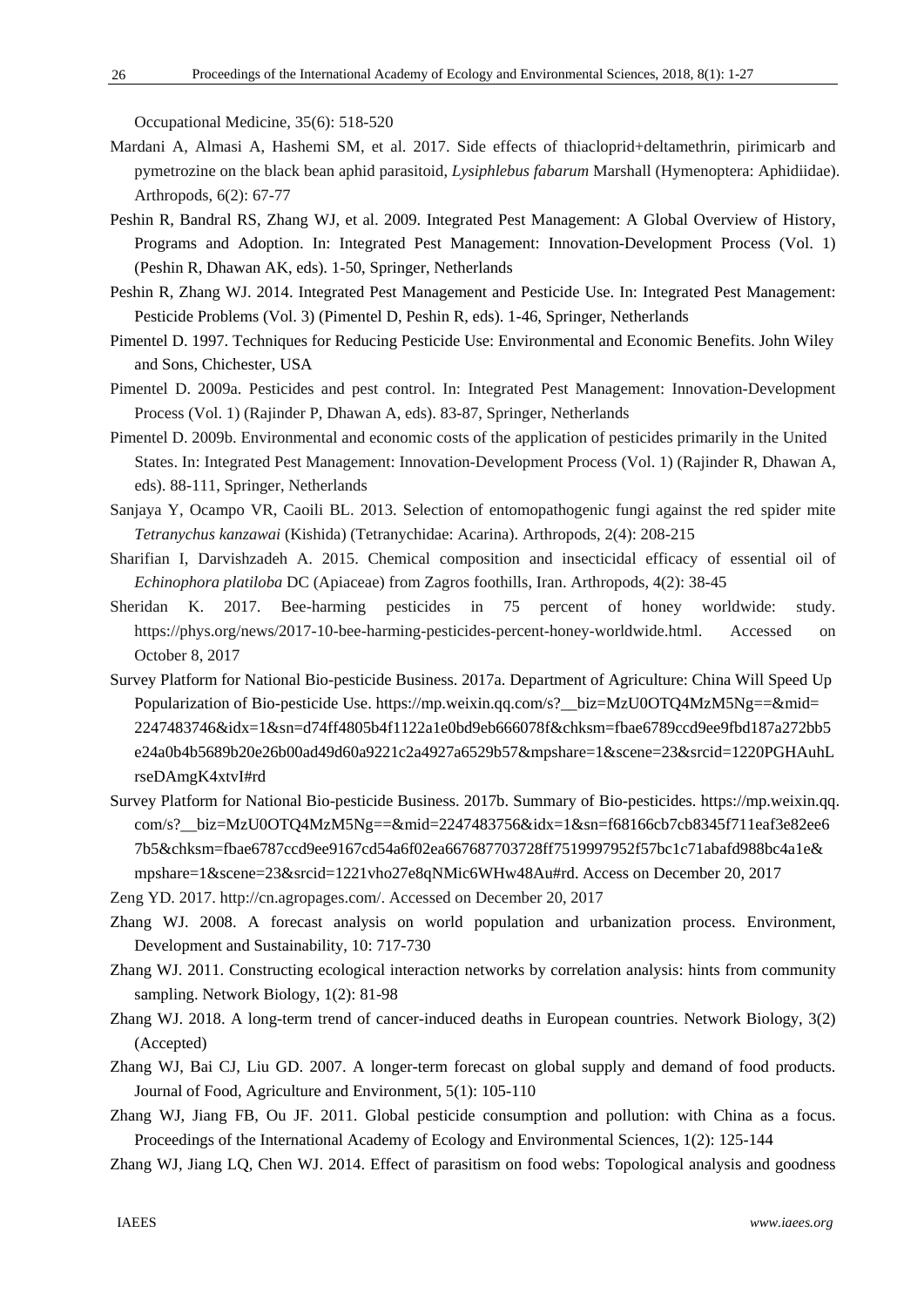Occupational Medicine, 35(6): 518-520

Mardani A, Almasi A, Hashemi SM, et al. 2017. Side effects of thiacloprid+deltamethrin, pirimicarb and pymetrozine on the black bean aphid parasitoid, *Lysiphlebus fabarum* Marshall (Hymenoptera: Aphidiidae). Arthropods, 6(2): 67-77

Peshin R, Bandral RS, Zhang WJ, et al. 2009. Integrated Pest Management: A Global Overview of History, Programs and Adoption. In: Integrated Pest Management: Innovation-Development Process (Vol. 1) (Peshin R, Dhawan AK, eds). 1-50, Springer, Netherlands

Peshin R, Zhang WJ. 2014. Integrated Pest Management and Pesticide Use. In: Integrated Pest Management: Pesticide Problems (Vol. 3) (Pimentel D, Peshin R, eds). 1-46, Springer, Netherlands

Pimentel D. 1997. Techniques for Reducing Pesticide Use: Environmental and Economic Benefits. John Wiley and Sons, Chichester, USA

Pimentel D. 2009a. Pesticides and pest control. In: Integrated Pest Management: Innovation-Development Process (Vol. 1) (Rajinder P, Dhawan A, eds). 83-87, Springer, Netherlands

Pimentel D. 2009b. Environmental and economic costs of the application of pesticides primarily in the United States. In: Integrated Pest Management: Innovation-Development Process (Vol. 1) (Rajinder R, Dhawan A, eds). 88-111, Springer, Netherlands

Sanjaya Y, Ocampo VR, Caoili BL. 2013. Selection of entomopathogenic fungi against the red spider mite *Tetranychus kanzawai* (Kishida) (Tetranychidae: Acarina). Arthropods, 2(4): 208-215

Sharifian I, Darvishzadeh A. 2015. Chemical composition and insecticidal efficacy of essential oil of *Echinophora platiloba* DC (Apiaceae) from Zagros foothills, Iran. Arthropods, 4(2): 38-45

Sheridan K. 2017. Bee-harming pesticides in 75 percent of honey worldwide: study. https://phys.org/news/2017-10-bee-harming-pesticides-percent-honey-worldwide.html. Accessed on October 8, 2017

Survey Platform for National Bio-pesticide Business. 2017a. Department of Agriculture: China Will Speed Up Popularization of Bio-pesticide Use. https://mp.weixin.qq.com/s?__biz=MzU0OTQ4MzM5Ng==&mid=2247483746&idx=1&sn=d74ff4805b4f1122a1e0bd9eb666078f&chksm=fbae6789ccd9ee9fbd187a272bb5e24a0b4b5689b20e26b00ad49d60a9221c2a4927a6529b57&mpshare=1&scene=23&srcid=1220PGHAuhLrseDAmgK4xtvI#rd

Survey Platform for National Bio-pesticide Business. 2017b. Summary of Bio-pesticides. https://mp.weixin.qq.com/s?__biz=MzU0OTQ4MzM5Ng==&mid=2247483756&idx=1&sn=f68166cb7cb8345f711eaf3e82ee67b5&chksm=fbae6787ccd9ee9167cd54a6f02ea667687703728ff7519997952f57bc1c71abafd988bc4a1e&mpshare=1&scene=23&srcid=1221vho27e8qNMic6WHw48Au#rd. Access on December 20, 2017

Zeng YD. 2017. http://cn.agropages.com/. Accessed on December 20, 2017

Zhang WJ. 2008. A forecast analysis on world population and urbanization process. Environment, Development and Sustainability, 10: 717-730

Zhang WJ. 2011. Constructing ecological interaction networks by correlation analysis: hints from community sampling. Network Biology, 1(2): 81-98

Zhang WJ. 2018. A long-term trend of cancer-induced deaths in European countries. Network Biology, 3(2) (Accepted)

Zhang WJ, Bai CJ, Liu GD. 2007. A longer-term forecast on global supply and demand of food products. Journal of Food, Agriculture and Environment, 5(1): 105-110

Zhang WJ, Jiang FB, Ou JF. 2011. Global pesticide consumption and pollution: with China as a focus. Proceedings of the International Academy of Ecology and Environmental Sciences, 1(2): 125-144

Zhang WJ, Jiang LQ, Chen WJ. 2014. Effect of parasitism on food webs: Topological analysis and goodness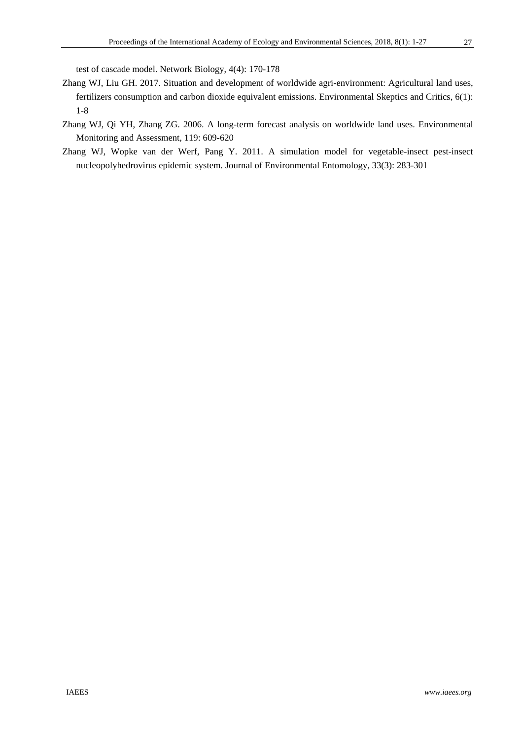test of cascade model. Network Biology, 4(4): 170-178

Zhang WJ, Liu GH. 2017. Situation and development of worldwide agri-environment: Agricultural land uses, fertilizers consumption and carbon dioxide equivalent emissions. Environmental Skeptics and Critics, 6(1): 1-8

Zhang WJ, Qi YH, Zhang ZG. 2006. A long-term forecast analysis on worldwide land uses. Environmental Monitoring and Assessment, 119: 609-620

Zhang WJ, Wopke van der Werf, Pang Y. 2011. A simulation model for vegetable-insect pest-insect nucleopolyhedrovirus epidemic system. Journal of Environmental Entomology, 33(3): 283-301